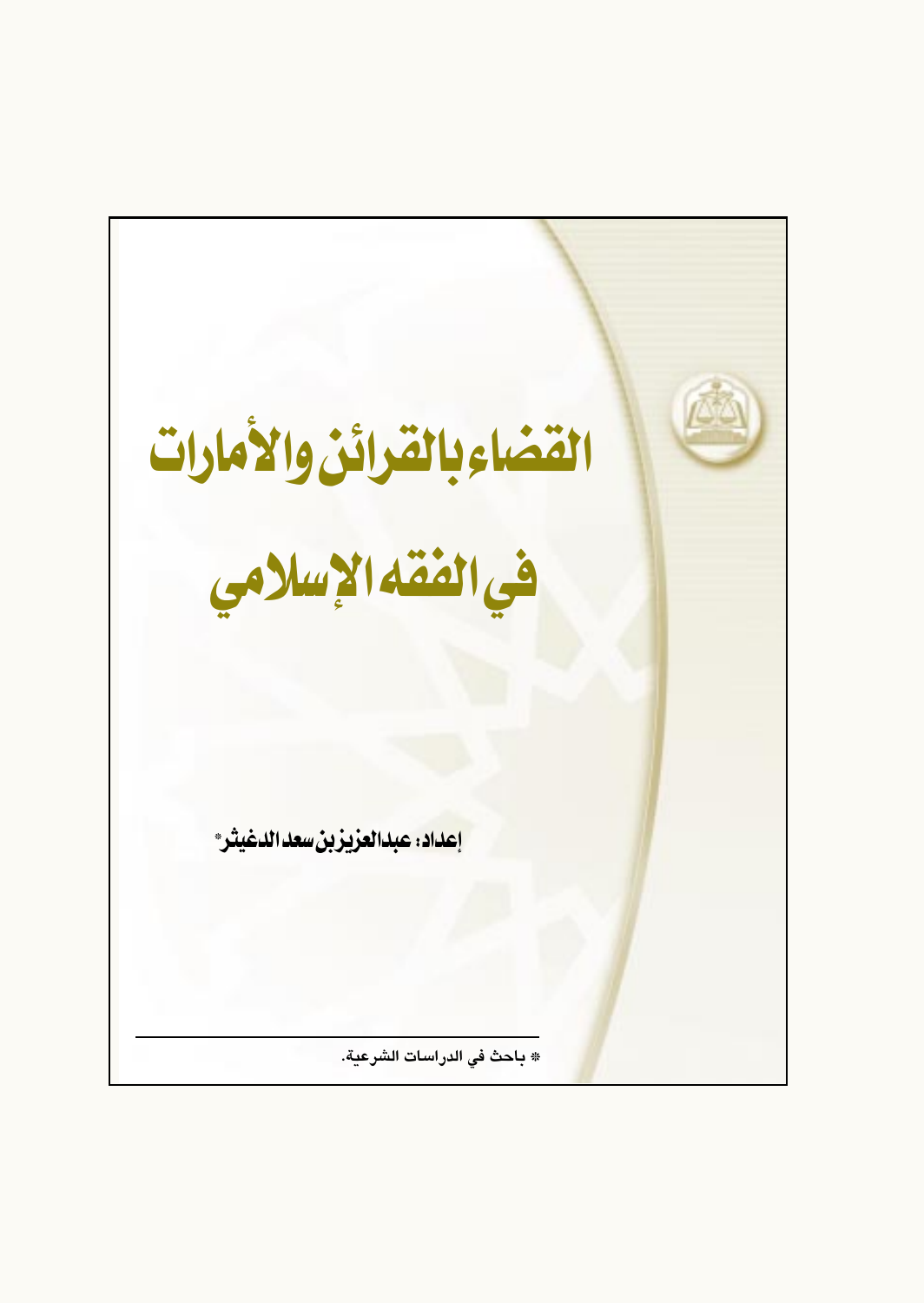# القضاء بالقرائن والأمارات في الفقه الإسلامي

**إعداد: عبدالعزيز بن سعد الدغيثر***

---

* باحث في الدراسات الشرعية.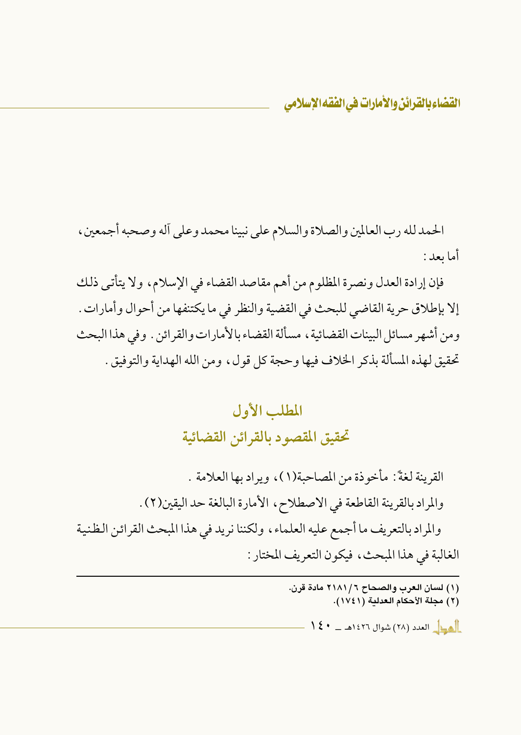الحمد لله رب العالمين والصلاة والسلام على نبينا محمد وعلى آله وصحبه أجمعين، أما بعد:

فإن إرادة العدل ونصرة المظلوم من أهم مقاصد القضاء في الإسلام، ولا يتأتى ذلك إلا بإطلاق حرية القاضي للبحث في القضية والنظر في ما يكتنفها من أحوال وأمارات. ومن أشهر مسائل البينات القضائية، مسألة القضاء بالأمارات والقرائن. وفي هذا البحث تحقيق لهذه المسألة بذكر الخلاف فيها وحجة كل قول، ومن الله الهداية والتوفيق.

## المطلب الأول
## تحقيق المقصود بالقرائن القضائية

القرينة لغةً: مأخوذة من المصاحبة(١)، ويراد بها العلامة.

والمراد بالقرينة القاطعة في الاصطلاح، الأمارة البالغة حد اليقين(٢).

والمراد بالتعريف ما أجمع عليه العلماء، ولكننا نريد في هذا المبحث القرائن الظنية الغالبة في هذا المبحث، فيكون التعريف المختار:

---

(١) لسان العرب والصحاح ٦/٢١٨١ مادة قرن.

(٢) مجلة الأحكام العدلية (١٧٤١).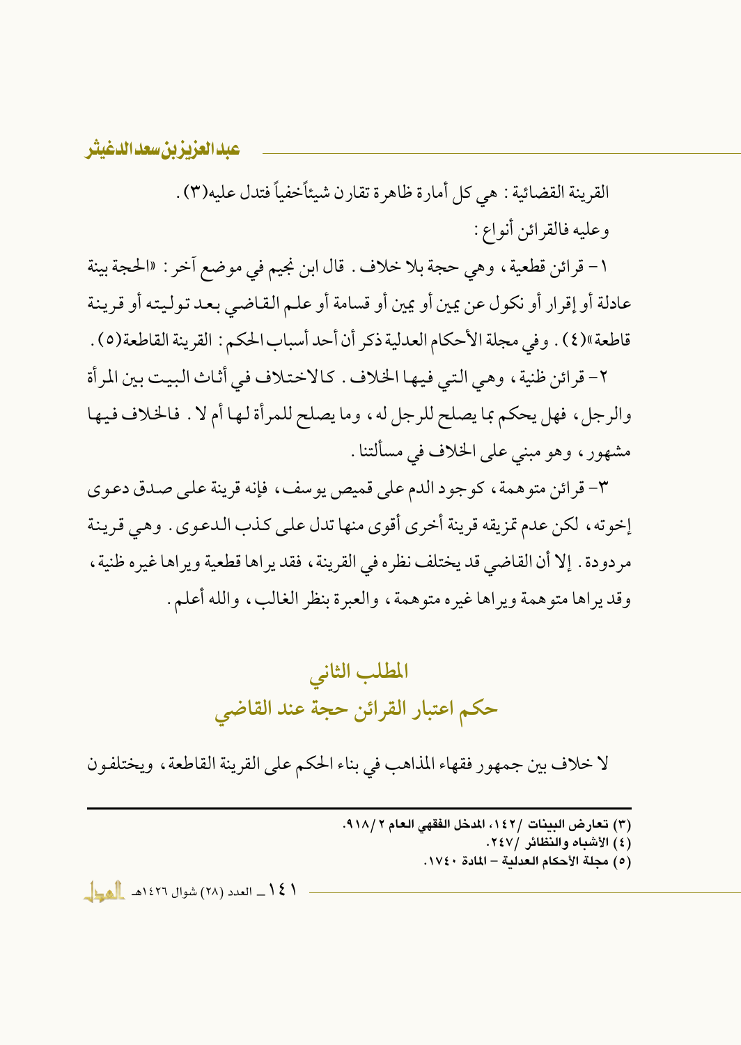القرينة القضائية: هي كل أمارة ظاهرة تقارن شيئاً خفياً فتدل عليه(٣).

وعليه فالقرائن أنواع:

١- قرائن قطعية، وهي حجة بلا خلاف. قال ابن نجيم في موضع آخر: «الحجة بينة عادلة أو إقرار أو نكول عن يمين أو يمين أو قسامة أو علم القاضي بعد توليته أو قرينة قاطعة»(٤). وفي مجلة الأحكام العدلية ذكر أن أحد أسباب الحكم: القرينة القاطعة(٥).

٢- قرائن ظنية، وهي التي فيها الخلاف. كالاختلاف في أثاث البيت بين المرأة والرجل، فهل يحكم بما يصلح للرجل له، وما يصلح للمرأة لها أم لا. فالخلاف فيها مشهور، وهو مبني على الخلاف في مسألتنا.

٣- قرائن متوهمة، كوجود الدم على قميص يوسف، فإنه قرينة على صدق دعوى إخوته، لكن عدم تمزيقه قرينة أخرى أقوى منها تدل على كذب الدعوى. وهي قرينة مردودة. إلا أن القاضي قد يختلف نظره في القرينة، فقد يراها قطعية ويراها غيره ظنية، وقد يراها متوهمة ويراها غيره متوهمة، والعبرة بنظر الغالب، والله أعلم.

## المطلب الثاني
## حكم اعتبار القرائن حجة عند القاضي

لا خلاف بين جمهور فقهاء المذاهب في بناء الحكم على القرينة القاطعة، ويختلفون

---

(٣) تعارض البينات /١٤٢، المدخل الفقهي العام ٢ /٩١٨.

(٤) الأشباه والنظائر /٢٤٧.

(٥) مجلة الأحكام العدلية – المادة ١٧٤٠.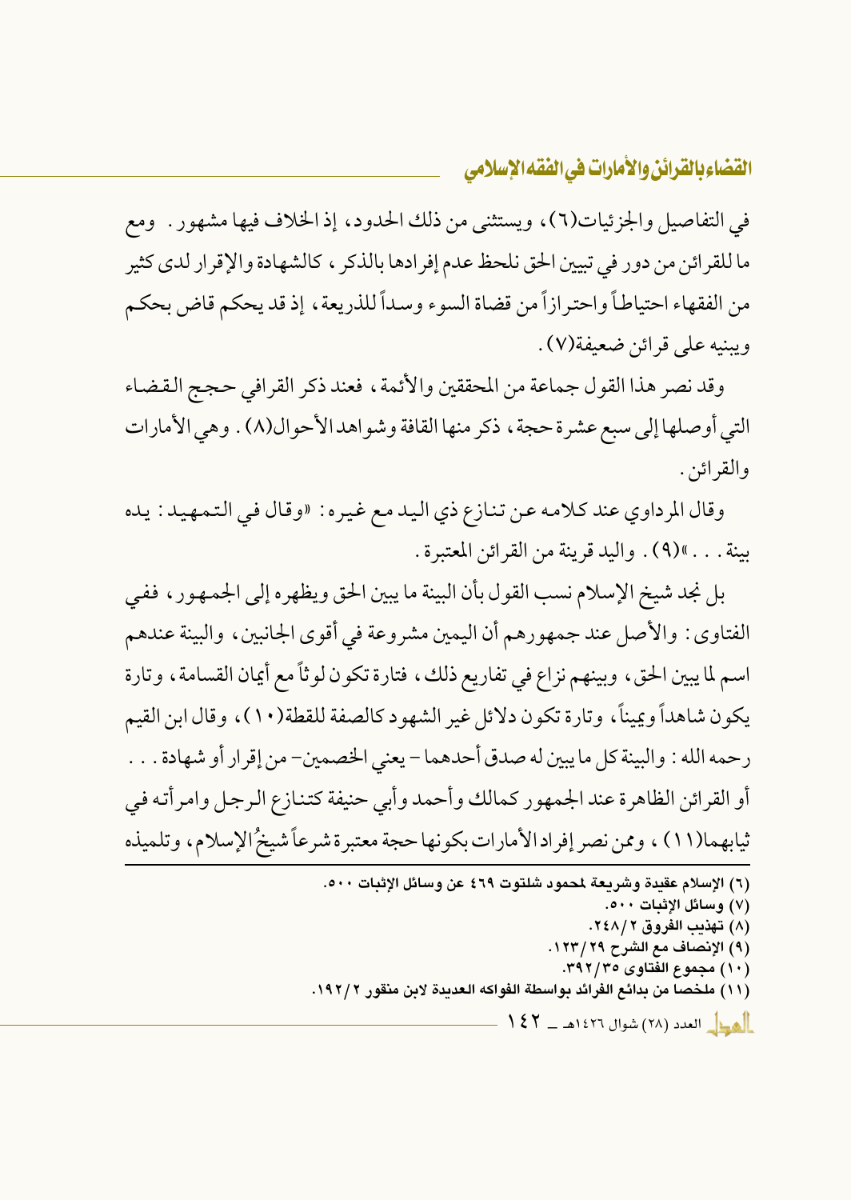في التفاصيل والجزئيات(٦)، ويستثنى من ذلك الحدود، إذ الخلاف فيها مشهور. ومع ما للقرائن من دور في تبيين الحق نلحظ عدم إفرادها بالذكر، كالشهادة والإقرار لدى كثير من الفقهاء احتياطاً واحترازاً من قضاة السوء وسداً للذريعة، إذ قد يحكم قاض بحكم ويبنيه على قرائن ضعيفة(٧).

وقد نصر هذا القول جماعة من المحققين والأئمة، فعند ذكر القرافي حجج القضاء التي أوصلها إلى سبع عشرة حجة، ذكر منها القافة وشواهد الأحوال(٨). وهي الأمارات والقرائن.

وقال المرداوي عند كلامه عن تنازع ذي اليد مع غيره: «وقال في التمهيد: يده بينة...»(٩). واليد قرينة من القرائن المعتبرة.

بل نجد شيخ الإسلام نسب القول بأن البينة ما يبين الحق ويظهره إلى الجمهور، ففي الفتاوى: والأصل عند جمهورهم أن اليمين مشروعة في أقوى الجانبين، والبينة عندهم اسم لما يبين الحق، وبينهم نزاع في تفاريع ذلك، فتارة تكون لوثاً مع أيمان القسامة، وتارة يكون شاهداً ويميناً، وتارة تكون دلائل غير الشهود كالصفة للقطة(١٠)، وقال ابن القيم رحمه الله: والبينة كل ما يبين له صدق أحدهما - يعني الخصمين- من إقرار أو شهادة... أو القرائن الظاهرة عند الجمهور كمالك وأحمد وأبي حنيفة كتنازع الرجل وامرأته في ثيابهما(١١)، وممن نصر إفراد الأمارات بكونها حجة معتبرة شرعاً شيخُ الإسلام، وتلميذه

---

(٦) الإسلام عقيدة وشريعة لمحمود شلتوت ٤٦٩ عن وسائل الإثبات ٥٠٠.

(٧) وسائل الإثبات ٥٠٠.

(٨) تهذيب الفروق ٢/٢٤٨.

(٩) الإنصاف مع الشرح ٢٩/١٢٣.

(١٠) مجموع الفتاوى ٣٥/٣٩٢.

(١١) ملخصا من بدائع الفوائد بواسطة الفواكه العديدة لابن منقور ٢/١٩٢.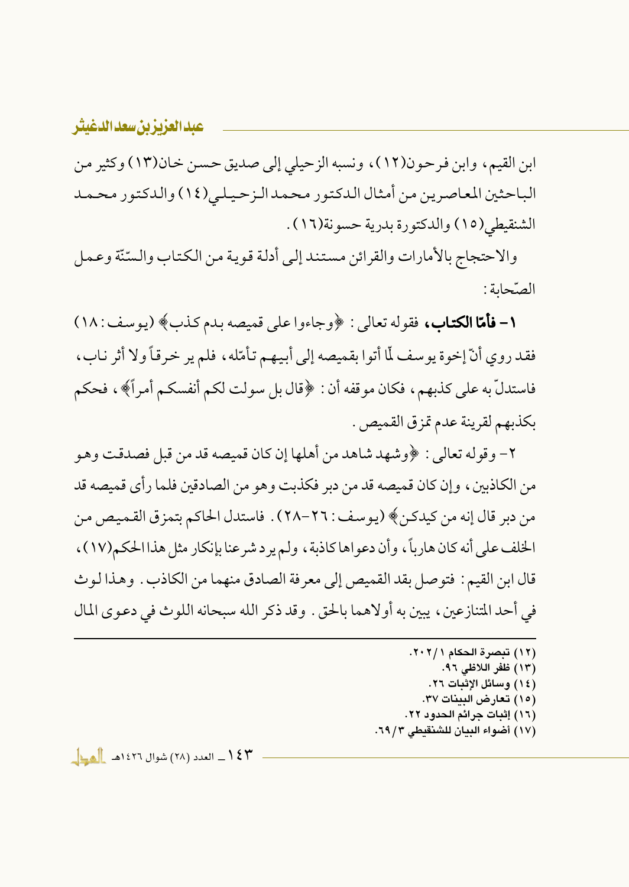ابن القيم، وابن فرحون(١٢)، ونسبه الزحيلي إلى صديق حسن خان(١٣) وكثير من الباحثين المعاصرين من أمثال الدكتور محمد الزحيلي(١٤) والدكتور محمد الشنقيطي(١٥) والدكتورة بدرية حسونة(١٦).

والاحتجاج بالأمارات والقرائن مستند إلى أدلة قوية من الكتاب والسّنّة وعمل الصّحابة:

١- **فأمّا الكتاب،** فقوله تعالى: ﴿وجاءوا على قميصه بدم كذب﴾ (يوسف: ١٨) فقد روي أنّ إخوة يوسف لّما أتوا بقميصه إلى أبيهم تأمّله، فلم ير خرقاً ولا أثر ناب، فاستدلّ به على كذبهم، فكان موقفه أن: ﴿قال بل سولت لكم أنفسكم أمراً﴾، فحكم بكذبهم لقرينة عدم تمزق القميص.

٢- وقوله تعالى: ﴿وشهد شاهد من أهلها إن كان قميصه قد من قبل فصدقت وهو من الكاذبين، وإن كان قميصه قد من دبر فكذبت وهو من الصادقين فلما رأى قميصه قد من دبر قال إنه من كيدكن﴾ (يوسف: ٢٦-٢٨). فاستدل الحاكم بتمزق القميص من الخلف على أنه كان هارباً، وأن دعواها كاذبة، ولم يرد شرعنا بإنكار مثل هذا الحكم(١٧)، قال ابن القيم: فتوصل بقد القميص إلى معرفة الصادق منهما من الكاذب. وهذا لوث في أحد المتنازعين، يبين به أولاهما بالحق. وقد ذكر الله سبحانه اللوث في دعوى المال

---

(١٢) تبصرة الحكام ٢٠٢/١.
(١٣) ظفر اللاظي ٩٦.
(١٤) وسائل الإثبات ٢٦.
(١٥) تعارض البينات ٣٧.
(١٦) إثبات جرائم الحدود ٢٢.
(١٧) أضواء البيان للشنقيطي ٦٩/٣.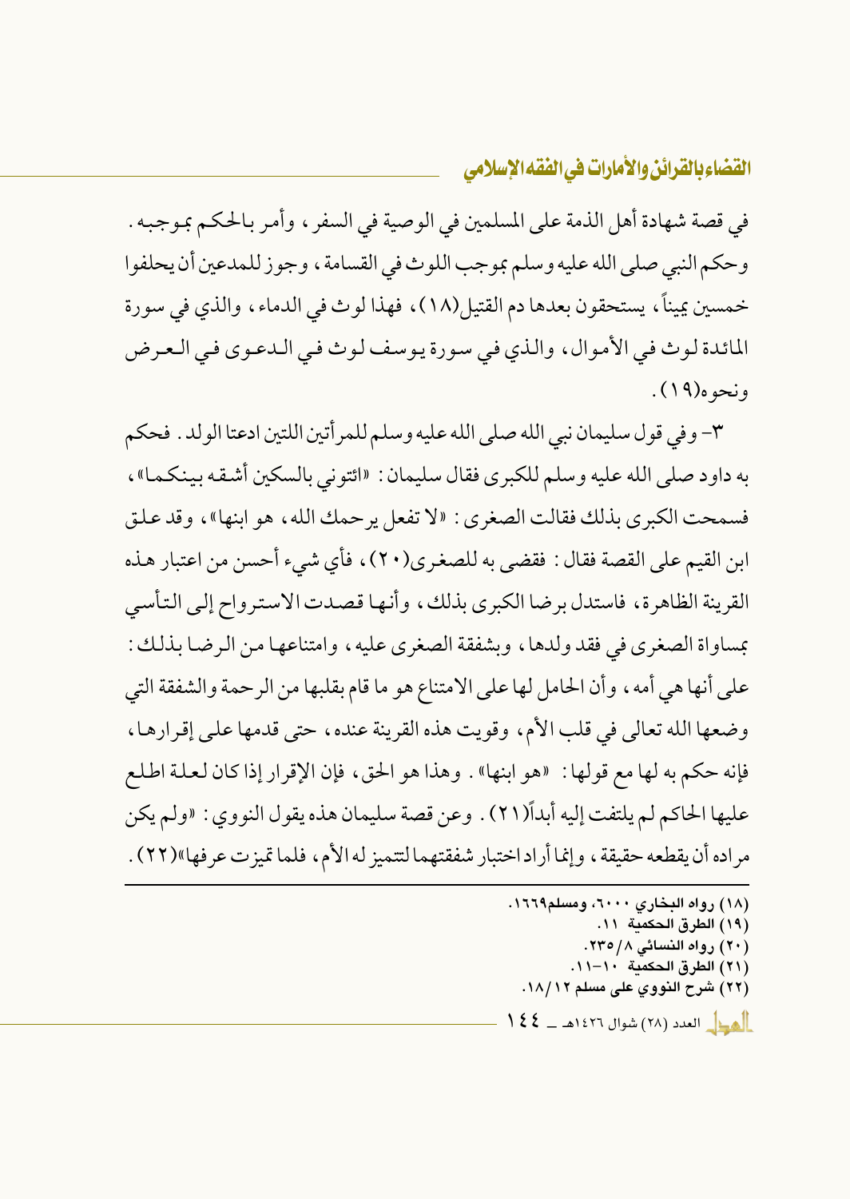في قصة شهادة أهل الذمة على المسلمين في الوصية في السفر، وأمر بالحكم بموجبه. وحكم النبي صلى الله عليه وسلم بموجب اللوث في القسامة، وجوز للمدعين أن يحلفوا خمسين يميناً، يستحقون بعدها دم القتيل(١٨)، فهذا لوث في الدماء، والذي في سورة المائدة لوث في الأموال، والذي في سورة يوسف لوث في الدعوى في العرض ونحوه(١٩).

٣- وفي قول سليمان نبي الله صلى الله عليه وسلم للمرأتين اللتين ادعتا الولد. فحكم به داود صلى الله عليه وسلم للكبرى فقال سليمان: «ائتوني بالسكين أشقه بينكما»، فسمحت الكبرى بذلك فقالت الصغرى: «لا تفعل يرحمك الله، هو ابنها»، وقد علق ابن القيم على القصة فقال: فقضى به للصغرى(٢٠)، فأي شيء أحسن من اعتبار هذه القرينة الظاهرة، فاستدل برضا الكبرى بذلك، وأنها قصدت الاسترواح إلى التأسي بمساواة الصغرى في فقد ولدها، وبشفقة الصغرى عليه، وامتناعها من الرضا بذلك: على أنها هي أمه، وأن الحامل لها على الامتناع هو ما قام بقلبها من الرحمة والشفقة التي وضعها الله تعالى في قلب الأم، وقويت هذه القرينة عنده، حتى قدمها على إقرارها، فإنه حكم به لها مع قولها: «هو ابنها». وهذا هو الحق، فإن الإقرار إذا كان لعلة اطلع عليها الحاكم لم يلتفت إليه أبداً(٢١). وعن قصة سليمان هذه يقول النووي: «ولم يكن مراده أن يقطعه حقيقة، وإنما أراد اختبار شفقتهما لتتميز له الأم، فلما تميزت عرفها»(٢٢).

---

(١٨) رواه البخاري ٦٠٠٠، ومسلم١٦٦٩.
(١٩) الطرق الحكمية ١١.
(٢٠) رواه النسائي ٨/٢٣٥.
(٢١) الطرق الحكمية ١٠-١١.
(٢٢) شرح النووي على مسلم ١٢/١٨.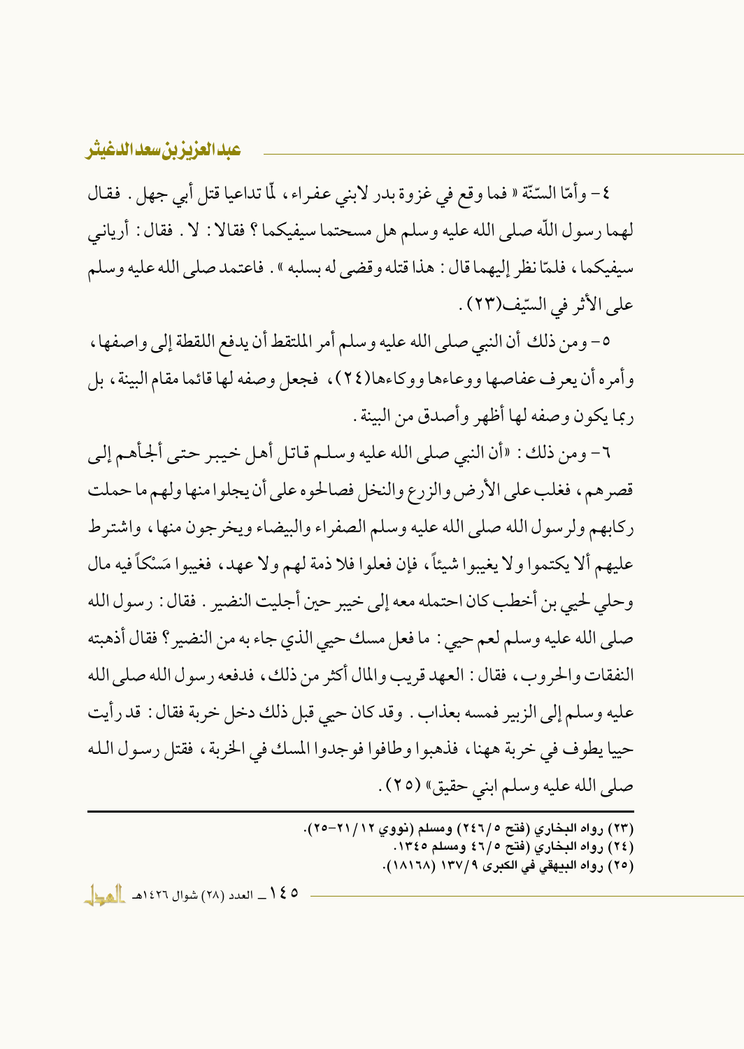٤- وأمّا السّنّة « فما وقع في غزوة بدر لابني عفراء، لمّا تداعيا قتل أبي جهل. فقال لهما رسول اللّه صلى الله عليه وسلم هل مسحتما سيفيكما؟ فقالا: لا. فقال: أرياني سيفيكما، فلمّا نظر إليهما قال: هذا قتله وقضى له بسلبه». فاعتمد صلى الله عليه وسلم على الأثر في السّيف(٢٣).

٥- ومن ذلك أن النبي صلى الله عليه وسلم أمر الملتقط أن يدفع اللقطة إلى واصفها، وأمره أن يعرف عفاصها ووعاءها ووكاءها(٢٤)، فجعل وصفه لها قائما مقام البينة، بل ربما يكون وصفه لها أظهر وأصدق من البينة.

٦- ومن ذلك: «أن النبي صلى الله عليه وسلم قاتل أهل خيبر حتى ألجأهم إلى قصرهم، فغلب على الأرض والزرع والنخل فصالحوه على أن يجلوا منها ولهم ما حملت ركابهم ولرسول الله صلى الله عليه وسلم الصفراء والبيضاء ويخرجون منها، واشترط عليهم ألا يكتموا ولا يغيبوا شيئاً، فإن فعلوا فلا ذمة لهم ولا عهد، فغيبوا مَسْكاً فيه مال وحلي لحيي بن أخطب كان احتمله معه إلى خيبر حين أجليت النضير. فقال: رسول الله صلى الله عليه وسلم لعم حيي: ما فعل مسك حيي الذي جاء به من النضير؟ فقال أذهبته النفقات والحروب، فقال: العهد قريب والمال أكثر من ذلك، فدفعه رسول الله صلى الله عليه وسلم إلى الزبير فمسه بعذاب. وقد كان حيي قبل ذلك دخل خربة فقال: قد رأيت حييا يطوف في خربة ههنا، فذهبوا وطافوا فوجدوا المسك في الخربة، فقتل رسول الله صلى الله عليه وسلم ابني حقيق» (٢٥).

---

(٢٣) رواه البخاري (فتح ٥/٢٤٦) ومسلم (نووي ١٢/٢١-٢٥).
(٢٤) رواه البخاري (فتح ٥/٤٦) ومسلم ١٣٤٥.
(٢٥) رواه البيهقي في الكبرى ٩/١٣٧ (١٨١٦٨).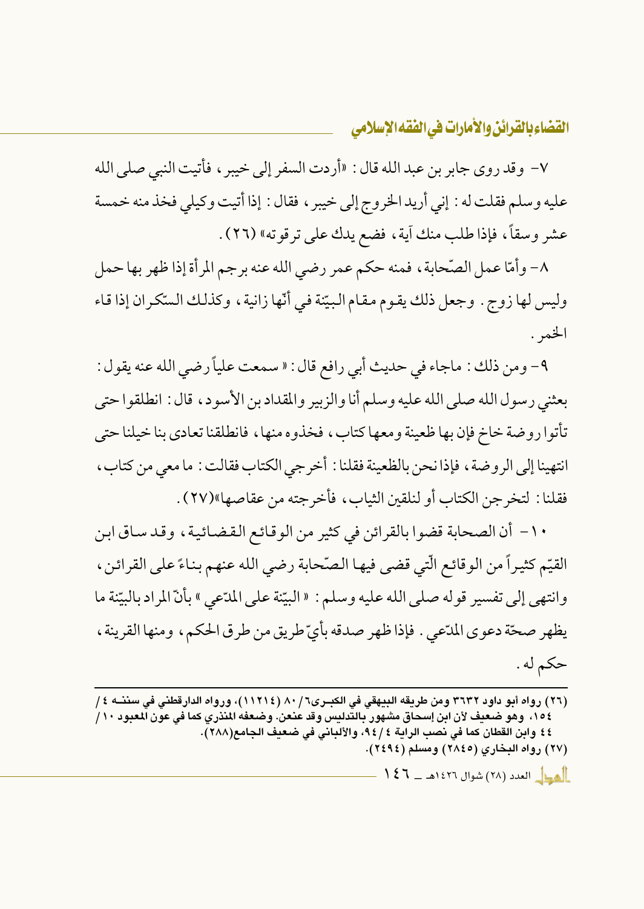٧- وقد روى جابر بن عبد الله قال : «أردت السفر إلى خيبر ، فأتيت النبي صلى الله عليه وسلم فقلت له : إني أريد الخروج إلى خيبر ، فقال : إذا أتيت وكيلي فخذ منه خمسة عشر وسقاً ، فإذا طلب منك آية ، فضع يدك على ترقوته» (٢٦) .

٨- وأمّا عمل الصّحابة ، فمنه حكم عمر رضي الله عنه برجم المرأة إذا ظهر بها حمل وليس لها زوج . وجعل ذلك يقوم مقام البيّنة في أنّها زانية ، وكذلك السّكران إذا قاء الخمر .

٩- ومن ذلك : ماجاء في حديث أبي رافع قال : « سمعت علياً رضي الله عنه يقول : بعثني رسول الله صلى الله عليه وسلم أنا والزبير والمقداد بن الأسود ، قال : انطلقوا حتى تأتوا روضة خاخ فإن بها ظعينة ومعها كتاب ، فخذوه منها ، فانطلقنا تعادى بنا خيلنا حتى انتهينا إلى الروضة ، فإذا نحن بالظعينة فقلنا : أخرجي الكتاب فقالت : ما معي من كتاب ، فقلنا : لتخرجن الكتاب أو لنلقين الثياب ، فأخرجته من عقاصها»(٢٧) .

١٠- أن الصحابة قضوا بالقرائن في كثير من الوقائع القضائية ، وقد ساق ابن القيّم كثيراً من الوقائع الّتي قضى فيها الصّحابة رضي الله عنهم بناءً على القرائن ، وانتهى إلى تفسير قوله صلى الله عليه وسلم : « البيّنة على المدّعي » بأنّ المراد بالبيّنة ما يظهر صحّة دعوى المدّعي . فإذا ظهر صدقه بأيّ طريق من طرق الحكم ، ومنها القرينة ، حكم له .

---

(٢٦) رواه أبو داود ٣٦٣٢ ومن طريقه البيهقي في الكبرى٦/ ٨٠ (١١٢١٤)، ورواه الدارقطني في سننه ٤ / ١٥٤، وهو ضعيف لأن ابن إسحاق مشهور بالتدليس وقد عنعن. وضعفه المنذري كما في عون المعبود ١٠ / ٤٤ وابن القطان كما في نصب الراية ٤ /٩٤، والألباني في ضعيف الجامع(٢٨٨).

(٢٧) رواه البخاري (٢٨٤٥) ومسلم (٢٤٩٤).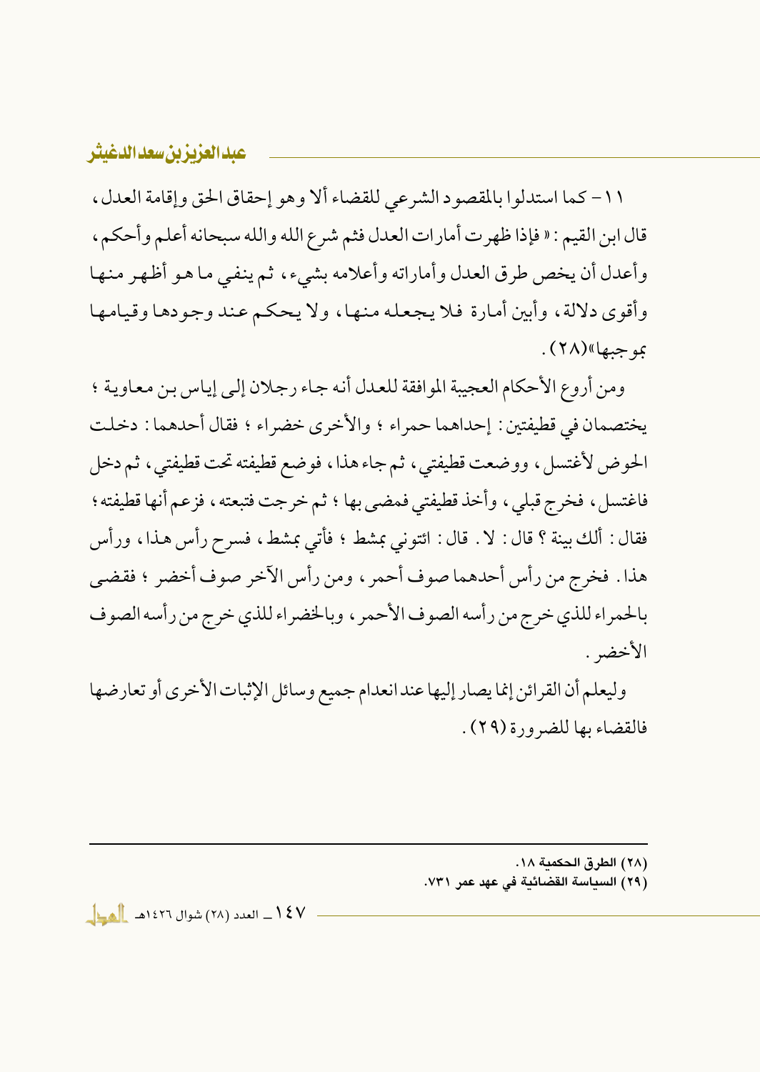١١ – كما استدلوا بالمقصود الشرعي للقضاء ألا وهو إحقاق الحق وإقامة العدل، قال ابن القيم: « فإذا ظهرت أمارات العدل فثم شرع الله والله سبحانه أعلم وأحكم، وأعدل أن يخص طرق العدل وأماراته وأعلامه بشيء، ثم ينفي ما هو أظهر منها وأقوى دلالة، وأبين أمارة فلا يجعله منها، ولا يحكم عند وجودها وقيامها بموجبها»(٢٨).

ومن أروع الأحكام العجيبة الموافقة للعدل أنه جاء رجلان إلى إياس بن معاوية؛ يختصمان في قطيفتين: إحداهما حمراء؛ والأخرى خضراء؛ فقال أحدهما: دخلت الحوض لأغتسل، ووضعت قطيفتي، ثم جاء هذا، فوضع قطيفته تحت قطيفتي، ثم دخل فاغتسل، فخرج قبلي، وأخذ قطيفتي فمضى بها؛ ثم خرجت فتبعته، فزعم أنها قطيفته؛ فقال: ألك بينة؟ قال: لا. قال: ائتوني بمشط؛ فأتي بمشط، فسرح رأس هذا، ورأس هذا. فخرج من رأس أحدهما صوف أحمر، ومن رأس الآخر صوف أخضر؛ فقضى بالحمراء للذي خرج من رأسه الصوف الأحمر، وبالخضراء للذي خرج من رأسه الصوف الأخضر.

وليعلم أن القرائن إنما يصار إليها عند انعدام جميع وسائل الإثبات الأخرى أو تعارضها فالقضاء بها للضرورة (٢٩).

---

(٢٨) الطرق الحكمية ١٨.

(٢٩) السياسة القضائية في عهد عمر ٧٣١.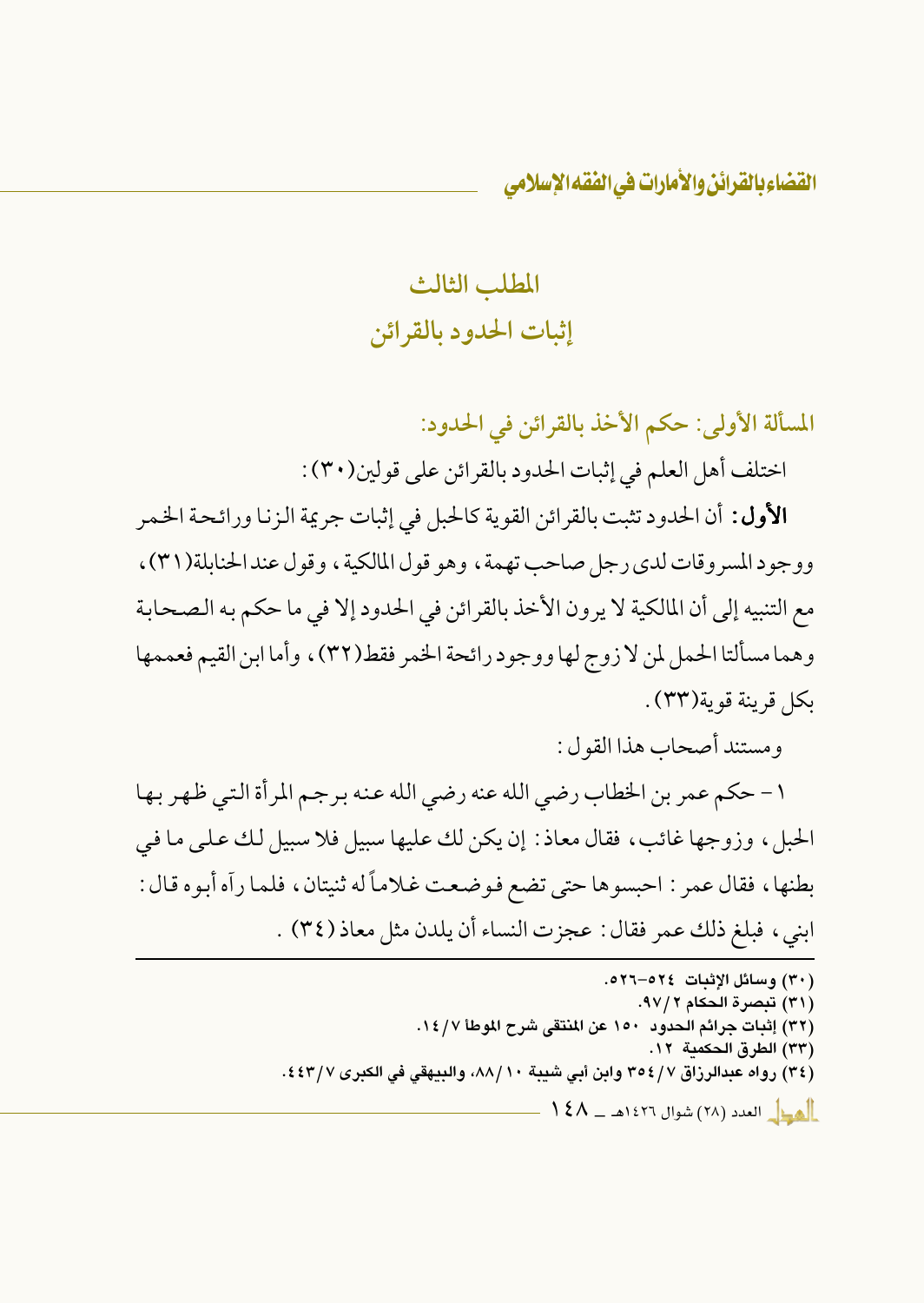## المطلب الثالث
## إثبات الحدود بالقرائن

### المسألة الأولى: حكم الأخذ بالقرائن في الحدود:

اختلف أهل العلم في إثبات الحدود بالقرائن على قولين(٣٠):

**الأول**: أن الحدود تثبت بالقرائن القوية كالحبل في إثبات جريمة الزنا ورائحة الخمر ووجود المسروقات لدى رجل صاحب تهمة، وهو قول المالكية، وقول عند الحنابلة(٣١)، مع التنبيه إلى أن المالكية لا يرون الأخذ بالقرائن في الحدود إلا في ما حكم به الصحابة وهما مسألتا الحمل لمن لا زوج لها ووجود رائحة الخمر فقط(٣٢)، وأما ابن القيم فعممها بكل قرينة قوية(٣٣).

ومستند أصحاب هذا القول:

١ - حكم عمر بن الخطاب رضي الله عنه رضي الله عنه برجم المرأة التي ظهر بها الحبل، وزوجها غائب، فقال معاذ: إن يكن لك عليها سبيل فلا سبيل لك على ما في بطنها، فقال عمر: احبسوها حتى تضع فوضعت غلاماً له ثنيتان، فلما رآه أبوه قال: ابني، فبلغ ذلك عمر فقال: عجزت النساء أن يلدن مثل معاذ(٣٤).

---

(٣٠) وسائل الإثبات ٥٢٤-٥٢٦.
(٣١) تبصرة الحكام ٢/٩٧.
(٣٢) إثبات جرائم الحدود ١٥٠ عن المنتقى شرح الموطأ ٧/١٤.
(٣٣) الطرق الحكمية ١٢.
(٣٤) رواه عبدالرزاق ٧/٣٥٤ وابن أبي شيبة ١٠/٨٨، والبيهقي في الكبرى ٧/٤٤٣.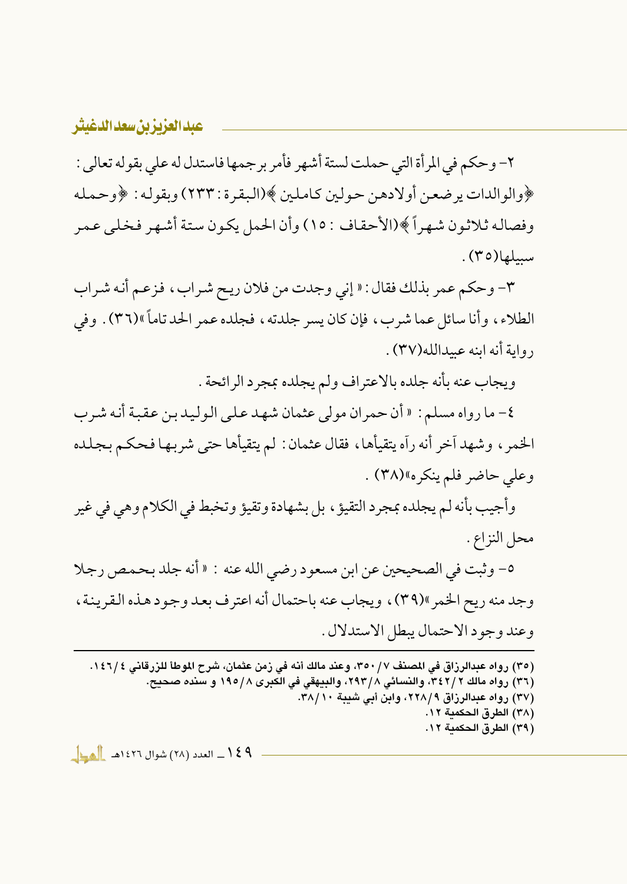٢- وحكم في المرأة التي حملت لستة أشهر فأمر برجمها فاستدل له علي بقوله تعالى: ﴿والوالدات يرضعن أولادهن حولين كاملين﴾(البقرة: ٢٣٣) وبقوله: ﴿وحمله وفصاله ثلاثون شهراً﴾(الأحقاف: ١٥) وأن الحمل يكون ستة أشهر فخلى عمر سبيلها(٣٥).

٣- وحكم عمر بذلك فقال: « إني وجدت من فلان ريح شراب، فزعم أنه شراب الطلاء، وأنا سائل عما شرب، فإن كان يسر جلدته، فجلده عمر الحد تاماً »(٣٦). وفي رواية أنه ابنه عبيدالله(٣٧).

ويجاب عنه بأنه جلده بالاعتراف ولم يجلده بمجرد الرائحة.

٤- ما رواه مسلم: « أن حمران مولى عثمان شهد على الوليد بن عقبة أنه شرب الخمر، وشهد آخر أنه رآه يتقيأها، فقال عثمان: لم يتقيأها حتى شربها فحكم بجلده وعلي حاضر فلم ينكره»(٣٨).

وأجيب بأنه لم يجلده بمجرد التقيؤ، بل بشهادة وتقيؤ وتخبط في الكلام وهي في غير محل النزاع.

٥- وثبت في الصحيحين عن ابن مسعود رضي الله عنه: « أنه جلد بحمص رجلا وجد منه ريح الخمر »(٣٩)، ويجاب عنه باحتمال أنه اعترف بعد وجود هذه القرينة، وعند وجود الاحتمال يبطل الاستدلال.

---

(٣٥) رواه عبدالرزاق في المصنف ٧/٣٥٠، وعند مالك أنه في زمن عثمان، شرح الموطأ للزرقاني ٤/١٤٦.
(٣٦) رواه مالك ٢/٣٤٢، والنسائي ٨/٢٩٣، والبيهقي في الكبرى ٨/١٩٥ و سنده صحيح.
(٣٧) رواه عبدالرزاق ٩/٢٢٨، وابن أبي شيبة ١٠/٣٨.
(٣٨) الطرق الحكمية ١٢.
(٣٩) الطرق الحكمية ١٢.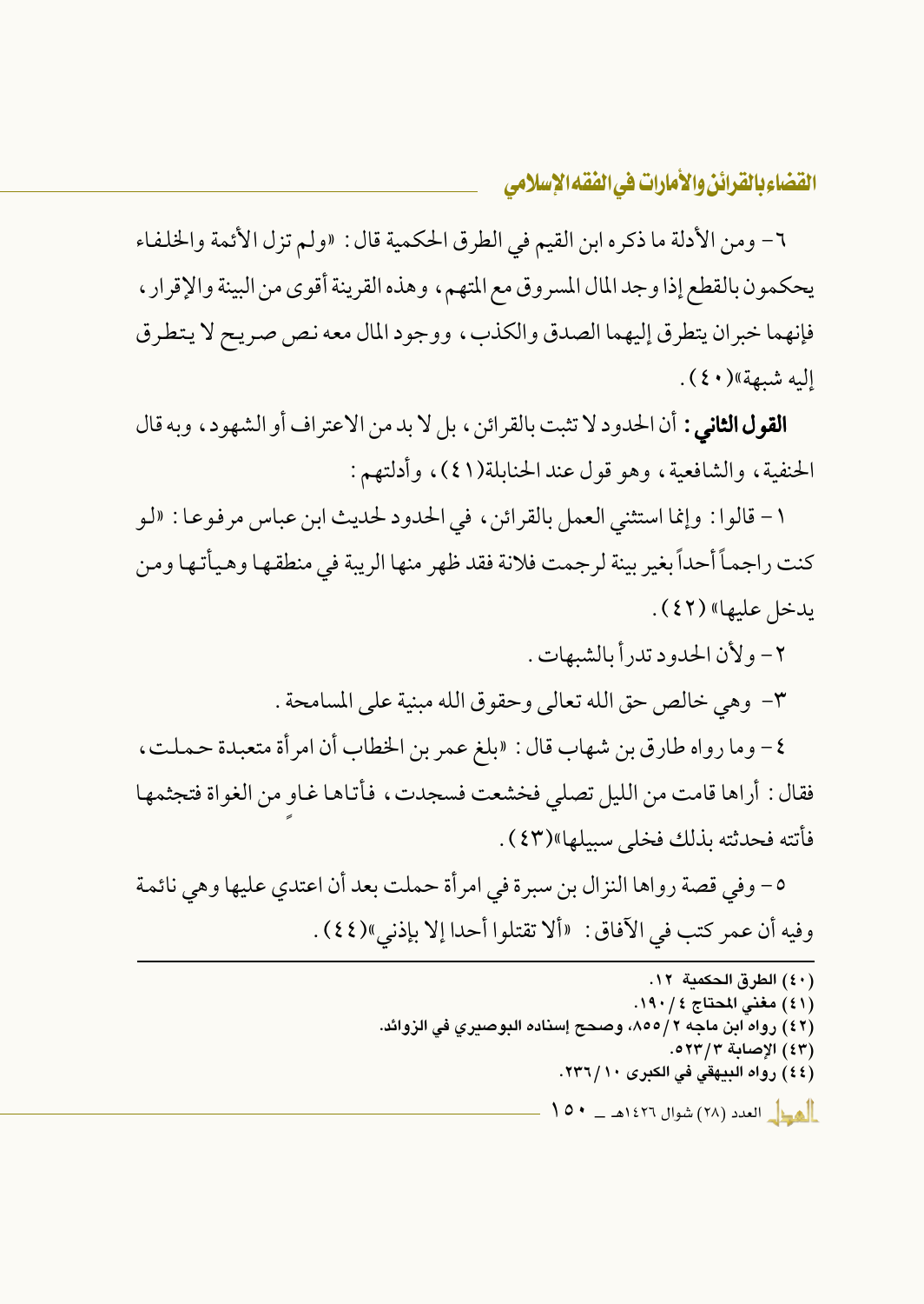٦- ومن الأدلة ما ذكره ابن القيم في الطرق الحكمية قال: «ولم تزل الأئمة والخلفاء يحكمون بالقطع إذا وجد المال المسروق مع المتهم، وهذه القرينة أقوى من البينة والإقرار، فإنهما خبران يتطرق إليهما الصدق والكذب، ووجود المال معه نص صريح لا يتطرق إليه شبهة»(٤٠).

**القول الثاني:** أن الحدود لا تثبت بالقرائن، بل لا بد من الاعتراف أو الشهود، وبه قال الحنفية، والشافعية، وهو قول عند الحنابلة(٤١)، وأدلتهم:

١- قالوا: وإنما استثني العمل بالقرائن، في الحدود لحديث ابن عباس مرفوعا: «لو كنت راجماً أحداً بغير بينة لرجمت فلانة فقد ظهر منها الريبة في منطقها وهيأتها ومن يدخل عليها» (٤٢).

٢- ولأن الحدود تدرأ بالشبهات.

٣- وهي خالص حق الله تعالى وحقوق الله مبنية على المسامحة.

٤- وما رواه طارق بن شهاب قال: «بلغ عمر بن الخطاب أن امرأة متعبدة حملت، فقال: أراها قامت من الليل تصلي فخشعت فسجدت، فأتاها غاوٍ من الغواة فتجثمها فأتته فحدثته بذلك فخلى سبيلها»(٤٣).

٥- وفي قصة رواها النزال بن سبرة في امرأة حملت بعد أن اعتدي عليها وهي نائمة وفيه أن عمر كتب في الآفاق: «ألا تقتلوا أحدا إلا بإذني»(٤٤).

---

(٤٠) الطرق الحكمية ١٢.
(٤١) مغني المحتاج ٤/١٩٠.
(٤٢) رواه ابن ماجه ٢/٨٥٥، وصحح إسناده البوصيري في الزوائد.
(٤٣) الإصابة ٣/٥٢٣.
(٤٤) رواه البيهقي في الكبرى ١٠/٢٣٦.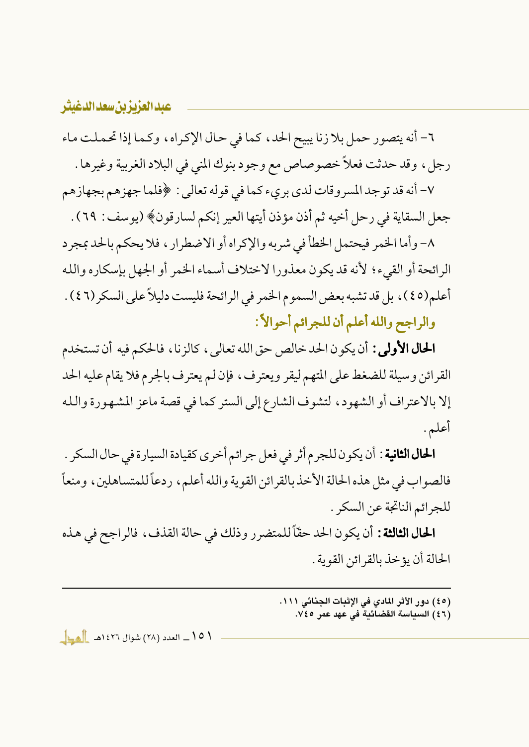٦- أنه يتصور حمل بلا زنا يبيح الحد، كما في حال الإكراه، وكما إذا تحملت ماء رجل، وقد حدثت فعلاً خصوصاص مع وجود بنوك المني في البلاد الغربية وغيرها.

٧- أنه قد توجد المسروقات لدى بريء كما في قوله تعالى: ﴿فلما جهزهم بجهازهم جعل السقاية في رحل أخيه ثم أذن مؤذن أيتها العير إنكم لسارقون﴾ (يوسف: ٦٩).

٨- وأما الخمر فيحتمل الخطأ في شربه والإكراه أو الاضطرار، فلا يحكم بالحد بمجرد الرائحة أو القيء؛ لأنه قد يكون معذورا لاختلاف أسماء الخمر أو الجهل بإسكاره والله أعلم(٤٥)، بل قد تشبه بعض السموم الخمر في الرائحة فليست دليلاً على السكر(٤٦).

### والراجح والله أعلم أن للجرائم أحوالاً:

**الحال الأولى:** أن يكون الحد خالص حق الله تعالى، كالزنا، فالحكم فيه أن تستخدم القرائن وسيلة للضغط على المتهم ليقر ويعترف، فإن لم يعترف بالجرم فلا يقام عليه الحد إلا بالاعتراف أو الشهود، لتشوف الشارع إلى الستر كما في قصة ماعز المشهورة والله أعلم.

**الحال الثانية**: أن يكون للجرم أثر في فعل جرائم أخرى كقيادة السيارة في حال السكر. فالصواب في مثل هذه الحالة الأخذ بالقرائن القوية والله أعلم، ردعاً للمتساهلين، ومنعاً للجرائم الناتجة عن السكر.

**الحال الثالثة:** أن يكون الحد حقّاً للمتضرر وذلك في حالة القذف، فالراجح في هذه الحالة أن يؤخذ بالقرائن القوية.

---

(٤٥) دور الأثر المادي في الإثبات الجنائي ١١١.

(٤٦) السياسة القضائية في عهد عمر ٧٤٥.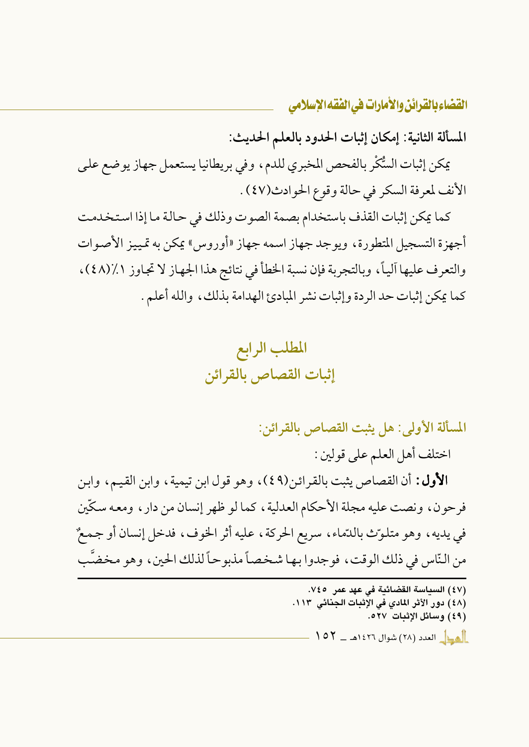**المسألة الثانية: إمكان إثبات الحدود بالعلم الحديث:**

يمكن إثبات السُّكْر بالفحص المخبري للدم، وفي بريطانيا يستعمل جهاز يوضع على الأنف لمعرفة السكر في حالة وقوع الحوادث(٤٧).

كما يمكن إثبات القذف باستخدام بصمة الصوت وذلك في حالة ما إذا استخدمت أجهزة التسجيل المتطورة، ويوجد جهاز اسمه جهاز «أوروس» يمكن به تمييز الأصوات والتعرف عليها آلياً، وبالتجربة فإن نسبة الخطأ في نتائج هذا الجهاز لا تجاوز ١٪(٤٨)، كما يمكن إثبات حد الردة وإثبات نشر المبادئ الهدامة بذلك، والله أعلم.

## المطلب الرابع
## إثبات القصاص بالقرائن

**المسألة الأولى: هل يثبت القصاص بالقرائن:**

اختلف أهل العلم على قولين:

**الأول:** أن القصاص يثبت بالقرائن(٤٩)، وهو قول ابن تيمية، وابن القيم، وابن فرحون، ونصت عليه مجلة الأحكام العدلية، كما لو ظهر إنسان من دار، ومعه سكّين في يديه، وهو متلوّث بالدّماء، سريع الحركة، عليه أثر الخوف، فدخل إنسان أو جمعٌ من النّاس في ذلك الوقت، فوجدوا بها شخصاً مذبوحاً لذلك الحين، وهو مخضَّب

---

(٤٧) السياسة القضائية في عهد عمر ٧٤٥.
(٤٨) دور الأثر المادي في الإثبات الجنائي ١١٣.
(٤٩) وسائل الإثبات ٥٢٧.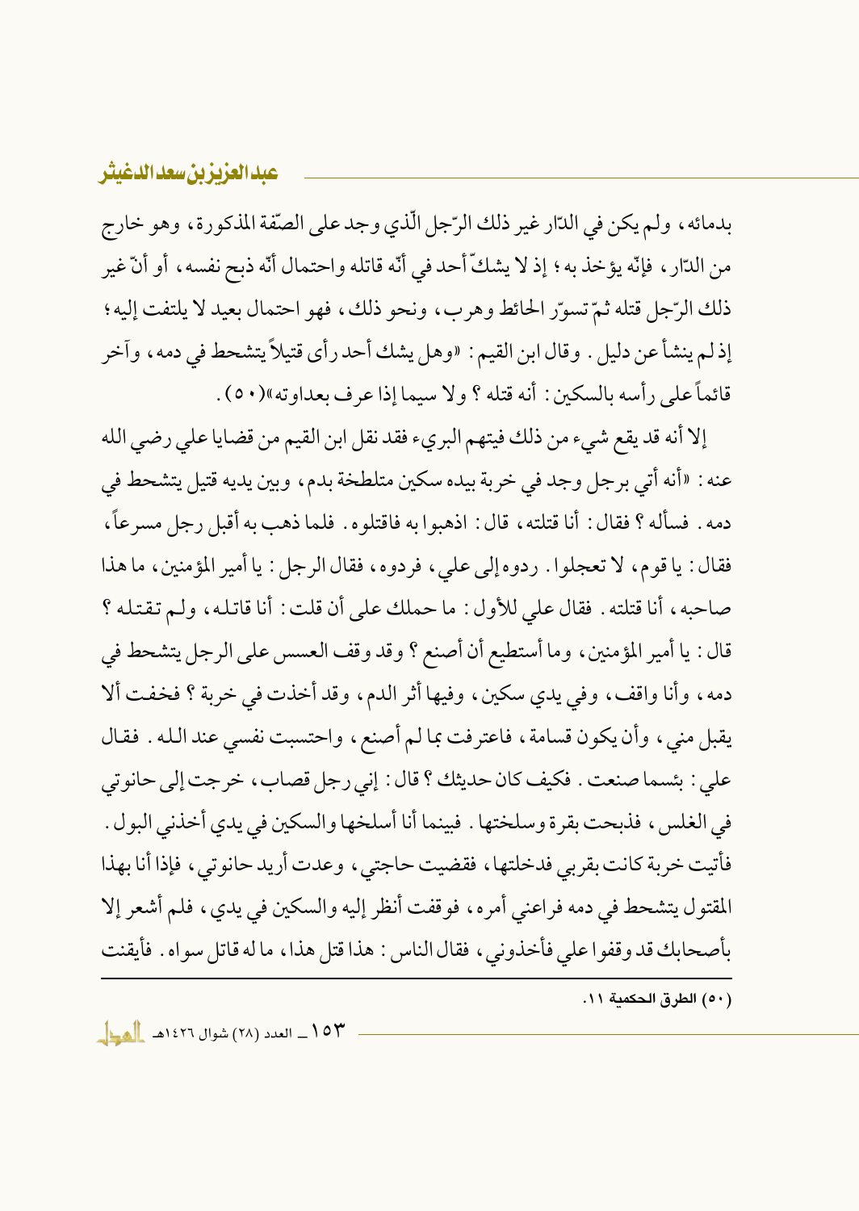بدمائه، ولم يكن في الدّار غير ذلك الرّجل الّذي وجد على الصّفّة المذكورة، وهو خارج من الدّار، فإنّه يؤخذ به؛ إذ لا يشكّ أحد في أنّه قاتله واحتمال أنّه ذبح نفسه، أو أنّ غير ذلك الرّجل قتله ثمّ تسوّر الحائط وهرب، ونحو ذلك، فهو احتمال بعيد لا يلتفت إليه؛ إذ لم ينشأ عن دليل. وقال ابن القيم: «وهل يشك أحد رأى قتيلاً يتشحط في دمه، وآخر قائماً على رأسه بالسكين: أنه قتله؟ ولا سيما إذا عرف بعداوته»(٥٠).

إلا أنه قد يقع شيء من ذلك فيتهم البريء فقد نقل ابن القيم من قضايا علي رضي الله عنه: «أنه أتي برجل وجد في خربة بيده سكين متلطخة بدم، وبين يديه قتيل يتشحط في دمه. فسأله؟ فقال: أنا قتلته، قال: اذهبوا به فاقتلوه. فلما ذهب به أقبل رجل مسرعاً، فقال: يا قوم، لا تعجلوا. ردوه إلى علي، فردوه، فقال الرجل: يا أمير المؤمنين، ما هذا صاحبه، أنا قتلته. فقال علي للأول: ما حملك على أن قلت: أنا قاتله، ولم تقتله؟ قال: يا أمير المؤمنين، وما أستطيع أن أصنع؟ وقد وقف العسس على الرجل يتشحط في دمه، وأنا واقف، وفي يدي سكين، وفيها أثر الدم، وقد أخذت في خربة؟ فخفت ألا يقبل مني، وأن يكون قسامة، فاعترفت بما لم أصنع، واحتسبت نفسي عند الله. فقال علي: بئسما صنعت. فكيف كان حديثك؟ قال: إني رجل قصاب، خرجت إلى حانوتي في الغلس، فذبحت بقرة وسلختها. فبينما أنا أسلخها والسكين في يدي أخذني البول. فأتيت خربة كانت بقربي فدخلتها، فقضيت حاجتي، وعدت أريد حانوتي، فإذا أنا بهذا المقتول يتشحط في دمه فراعني أمره، فوقفت أنظر إليه والسكين في يدي، فلم أشعر إلا بأصحابك قد وقفوا علي فأخذوني، فقال الناس: هذا قتل هذا، ما له قاتل سواه. فأيقنت

---

(٥٠) الطرق الحكمية ١١.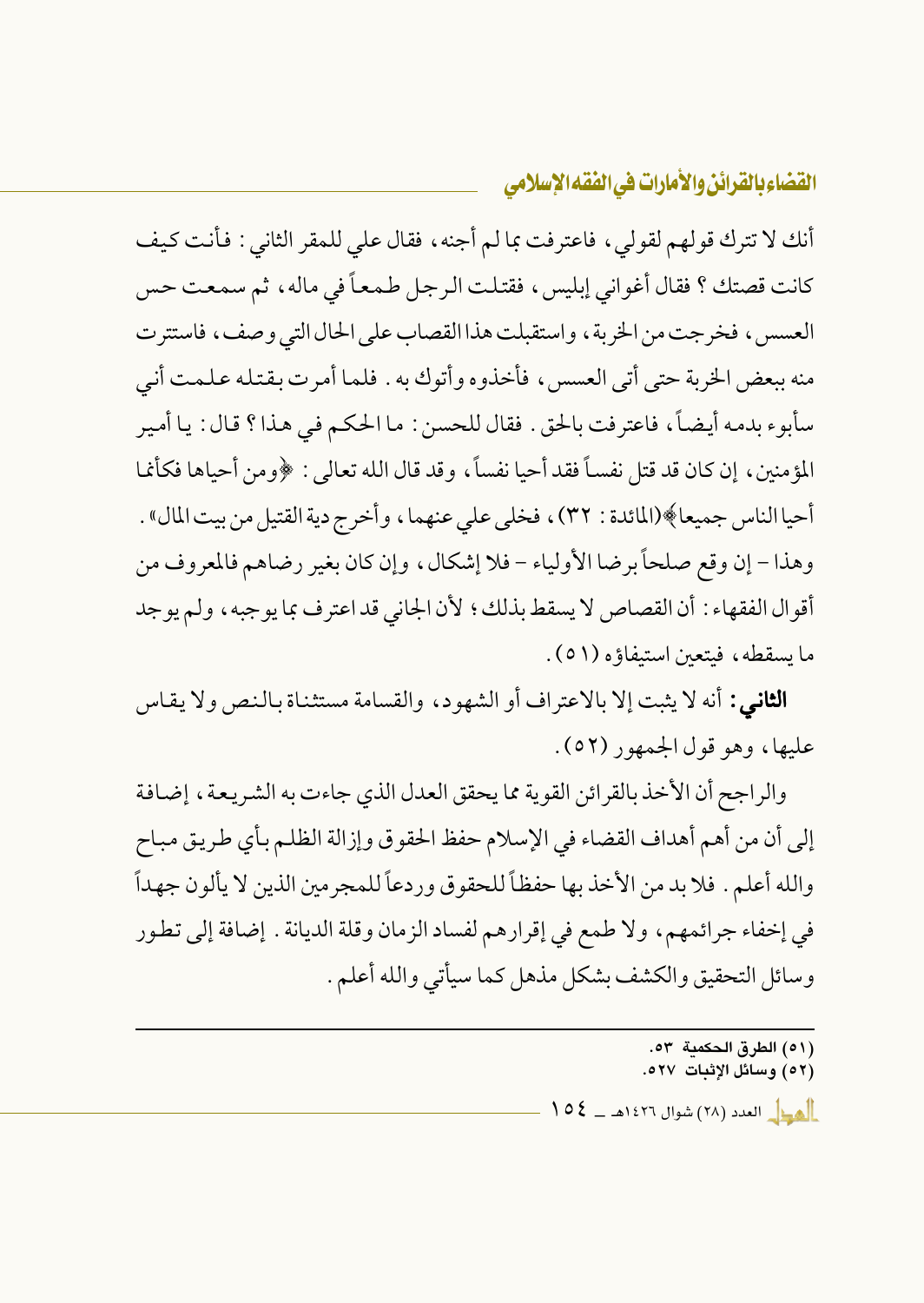أنك لا تترك قولهم لقولي، فاعترفت بما لم أجنه، فقال علي للمقر الثاني: فأنت كيف كانت قصتك؟ فقال أغواني إبليس، فقتلت الرجل طمعاً في ماله، ثم سمعت حس العسس، فخرجت من الخربة، واستقبلت هذا القصاب على الحال التي وصف، فاستترت منه ببعض الخربة حتى أتى العسس، فأخذوه وأتوك به. فلما أمرت بقتله علمت أني سأبوء بدمه أيضاً، فاعترفت بالحق. فقال للحسن: ما الحكم في هذا؟ قال: يا أمير المؤمنين، إن كان قد قتل نفساً فقد أحيا نفساً، وقد قال الله تعالى: ﴿ومن أحياها فكأنما أحيا الناس جميعا﴾(المائدة: ٣٢)، فخلى علي عنهما، وأخرج دية القتيل من بيت المال».

وهذا - إن وقع صلحاً برضا الأولياء - فلا إشكال، وإن كان بغير رضاهم فالمعروف من أقوال الفقهاء: أن القصاص لا يسقط بذلك؛ لأن الجاني قد اعترف بما يوجبه، ولم يوجد ما يسقطه، فيتعين استيفاؤه (٥١).

**الثاني:** أنه لا يثبت إلا بالاعتراف أو الشهود، والقسامة مستثناة بالنص ولا يقاس عليها، وهو قول الجمهور (٥٢).

والراجح أن الأخذ بالقرائن القوية مما يحقق العدل الذي جاءت به الشريعة، إضافة إلى أن من أهم أهداف القضاء في الإسلام حفظ الحقوق وإزالة الظلم بأي طريق مباح والله أعلم. فلا بد من الأخذ بها حفظاً للحقوق وردعاً للمجرمين الذين لا يألون جهداً في إخفاء جرائمهم، ولا طمع في إقرارهم لفساد الزمان وقلة الديانة. إضافة إلى تطور وسائل التحقيق والكشف بشكل مذهل كما سيأتي والله أعلم.

---

(٥١) الطرق الحكمية ٥٣.

(٥٢) وسائل الإثبات ٥٢٧.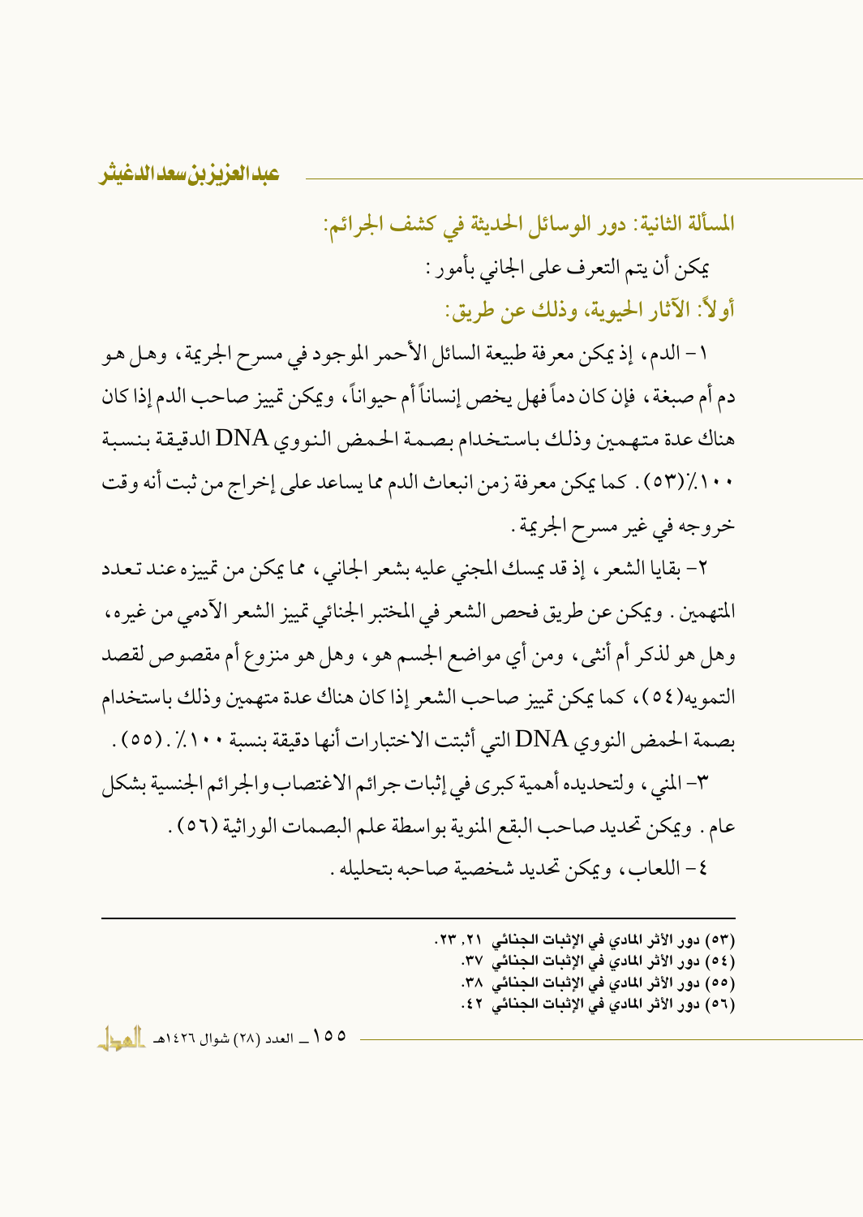**المسألة الثانية: دور الوسائل الحديثة في كشف الجرائم:**

يمكن أن يتم التعرف على الجاني بأمور:

**أولاً: الآثار الحيوية، وذلك عن طريق:**

١- الدم، إذ يمكن معرفة طبيعة السائل الأحمر الموجود في مسرح الجريمة، وهل هو دم أم صبغة، فإن كان دماً فهل يخص إنساناً أم حيواناً، ويمكن تمييز صاحب الدم إذا كان هناك عدة متهمين وذلك باستخدام بصمة الحمض النووي DNA الدقيقة بنسبة ١٠٠٪(٥٣). كما يمكن معرفة زمن انبعاث الدم مما يساعد على إخراج من ثبت أنه وقت خروجه في غير مسرح الجريمة.

٢- بقايا الشعر، إذ قد يمسك المجني عليه بشعر الجاني، مما يمكن من تمييزه عند تعدد المتهمين. ويمكن عن طريق فحص الشعر في المختبر الجنائي تمييز الشعر الآدمي من غيره، وهل هو لذكر أم أنثى، ومن أي مواضع الجسم هو، وهل هو منزوع أم مقصوص لقصد التمويه(٥٤)، كما يمكن تمييز صاحب الشعر إذا كان هناك عدة متهمين وذلك باستخدام بصمة الحمض النووي DNA التي أثبتت الاختبارات أنها دقيقة بنسبة ١٠٠٪. (٥٥).

٣- المني، ولتحديده أهمية كبرى في إثبات جرائم الاغتصاب والجرائم الجنسية بشكل عام. ويمكن تحديد صاحب البقع المنوية بواسطة علم البصمات الوراثية (٥٦).

٤- اللعاب، ويمكن تحديد شخصية صاحبه بتحليله.

---

(٥٣) دور الأثر المادي في الإثبات الجنائي ٢١، ٢٣.

(٥٤) دور الأثر المادي في الإثبات الجنائي ٣٧.

(٥٥) دور الأثر المادي في الإثبات الجنائي ٣٨.

(٥٦) دور الأثر المادي في الإثبات الجنائي ٤٢.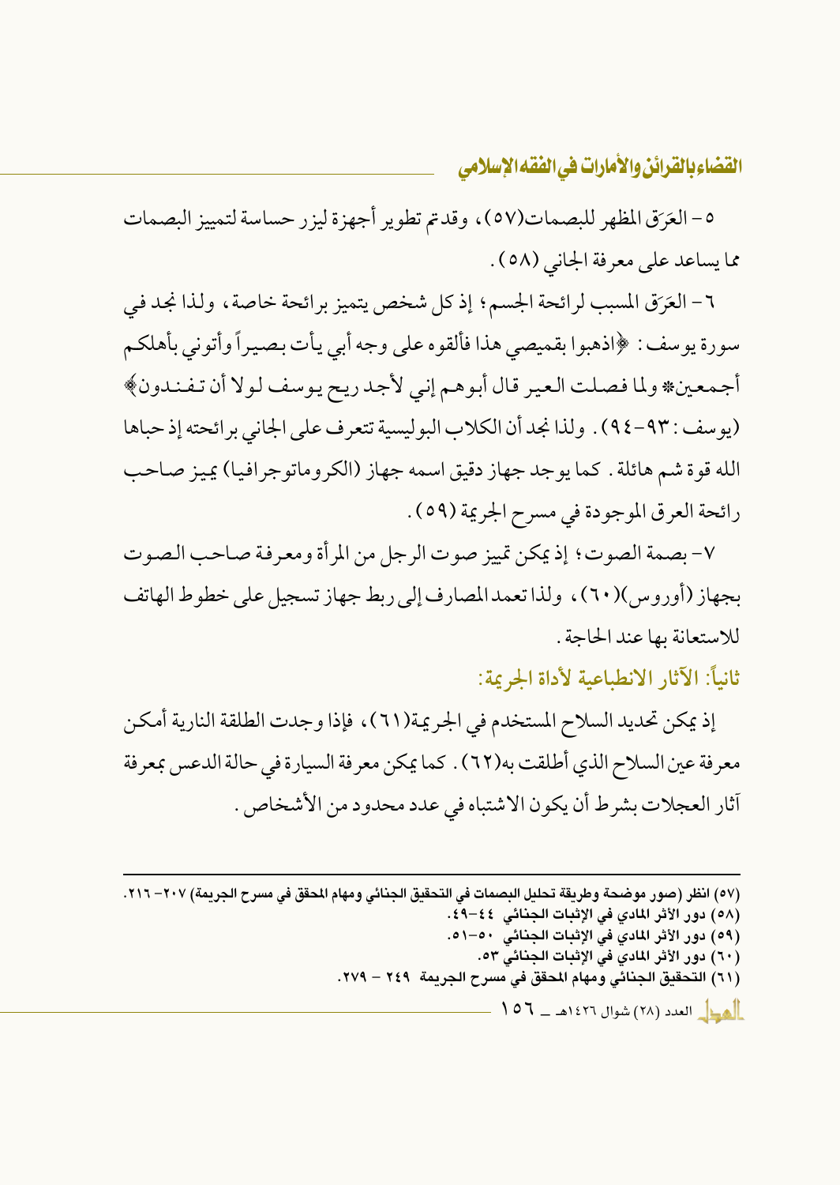٥- العَرَق المظهر للبصمات(٥٧)، وقدتم تطوير أجهزة ليزر حساسة لتمييز البصمات مما يساعد على معرفة الجاني (٥٨).

٦- العَرَق المسبب لرائحة الجسم؛ إذ كل شخص يتميز برائحة خاصة، ولذا نجد في سورة يوسف: ﴿اذهبوا بقميصي هذا فألقوه على وجه أبي يأت بصيراً وأتوني بأهلكم أجمعين* ولما فصلت العير قال أبوهم إني لأجد ريح يوسف لولا أن تفندون﴾ (يوسف: ٩٣-٩٤). ولذا نجد أن الكلاب البوليسية تتعرف على الجاني برائحته إذ حباها الله قوة شم هائلة. كما يوجد جهاز دقيق اسمه جهاز (الكروماتوجرافيا) يميز صاحب رائحة العرق الموجودة في مسرح الجريمة (٥٩).

٧- بصمة الصوت؛ إذ يمكن تمييز صوت الرجل من المرأة ومعرفة صاحب الصوت بجهاز (أوروس)(٦٠)، ولذا تعمد المصارف إلى ربط جهاز تسجيل على خطوط الهاتف للاستعانة بها عند الحاجة.

### ثانياً: الآثار الانطباعية لأداة الجريمة:

إذ يمكن تحديد السلاح المستخدم في الجريمة(٦١)، فإذا وجدت الطلقة النارية أمكن معرفة عين السلاح الذي أطلقت به(٦٢). كما يمكن معرفة السيارة في حالة الدعس بمعرفة آثار العجلات بشرط أن يكون الاشتباه في عدد محدود من الأشخاص.

---

(٥٧) انظر (صور موضحة وطريقة تحليل البصمات في التحقيق الجنائي ومهام المحقق في مسرح الجريمة) ٢٠٧- ٢١٦.

(٥٨) دور الأثر المادي في الإثبات الجنائي ٤٤-٤٩.

(٥٩) دور الأثر المادي في الإثبات الجنائي ٥٠-٥١.

(٦٠) دور الأثر المادي في الإثبات الجنائي ٥٣.

(٦١) التحقيق الجنائي ومهام المحقق في مسرح الجريمة ٢٤٩ - ٢٧٩.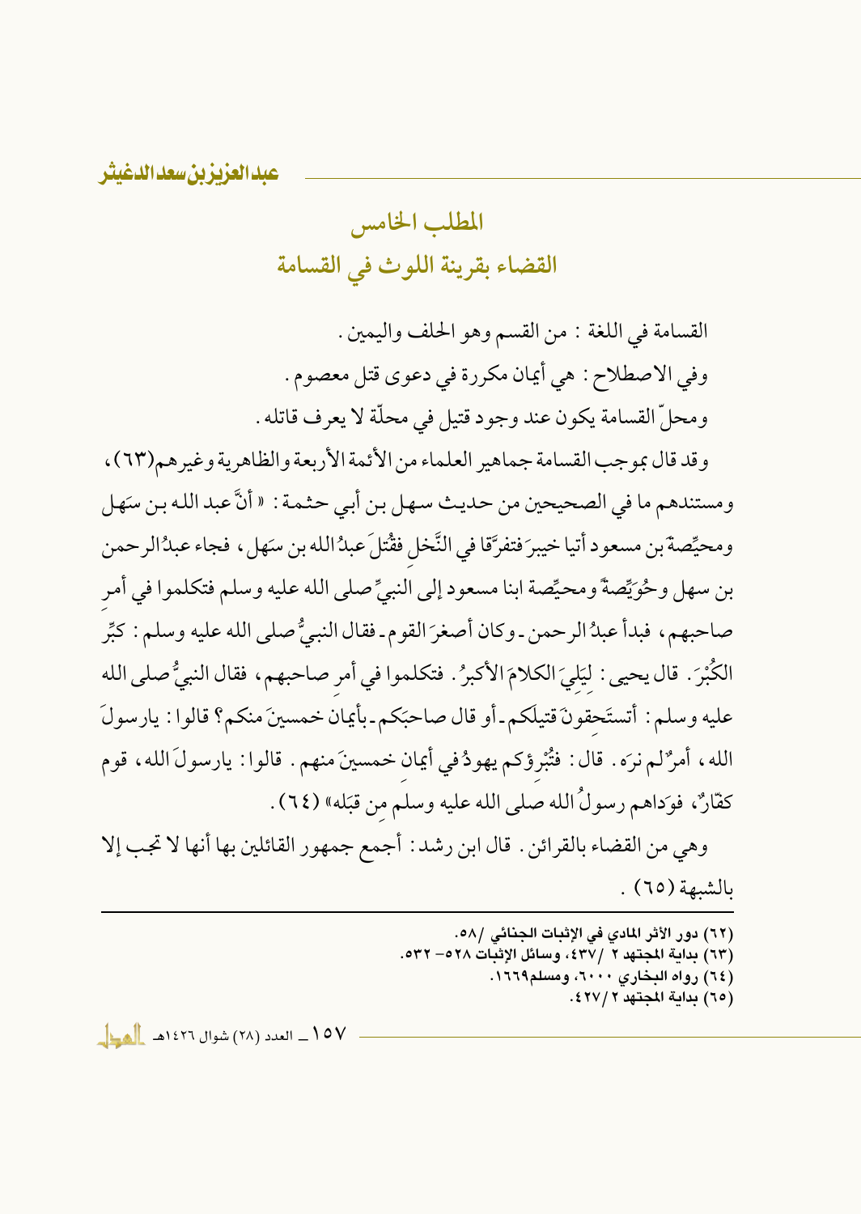## المطلب الخامس
## القضاء بقرينة اللوث في القسامة

القسامة في اللغة : من القسم وهو الحلف واليمين .

وفي الاصطلاح : هي أيمان مكررة في دعوى قتل معصوم .

ومحلّ القسامة يكون عند وجود قتيل في محلّة لا يعرف قاتله .

وقد قال بموجب القسامة جماهير العلماء من الأئمة الأربعة والظاهرية وغيرهم(٦٣)، ومستندهم ما في الصحيحين من حديث سهل بن أبي حثمة : « أنَّ عبد الله بن سَهل ومحيِّصة بن مسعود أتيا خيبرَ فتفرَّقا في النَّخل فقُتل عبدُ الله بن سَهل ، فجاء عبدُ الرحمن بن سهل وحُوَيِّصةُ ومحيِّصة ابنا مسعود إلى النبيِّ صلى الله عليه وسلم فتكلموا في أمر صاحبهم ، فبدأ عبدُ الرحمن - وكان أصغرَ القوم - فقال النبيُّ صلى الله عليه وسلم : كبِّر الكُبْرَ . قال يحيى : لِيَلِيَ الكلامَ الأكبرُ . فتكلموا في أمر صاحبهم ، فقال النبيُّ صلى الله عليه وسلم : أتستَحِقونَ قتيلَكم - أو قال صاحبَكم - بأيمان خمسينَ منكم؟ قالوا : يارسولَ الله ، أمرٌ لم نرَه . قال : فتُبْرِؤكم يهودُ في أيمانِ خمسينَ منهم . قالوا : يارسولَ الله ، قوم كفّارٌ ، فوَداهم رسولُ الله صلى الله عليه وسلم من قبَله» (٦٤) .

وهي من القضاء بالقرائن . قال ابن رشد : أجمع جمهور القائلين بها أنها لا تجب إلا بالشبهة (٦٥) .

---

(٦٢) دور الأثر المادي في الإثبات الجنائي /٥٨.
(٦٣) بداية المجتهد ٢ /٤٣٧، وسائل الإثبات ٥٢٨– ٥٣٢.
(٦٤) رواه البخاري ٦٠٠٠، ومسلم١٦٦٩.
(٦٥) بداية المجتهد ٢ /٤٢٧.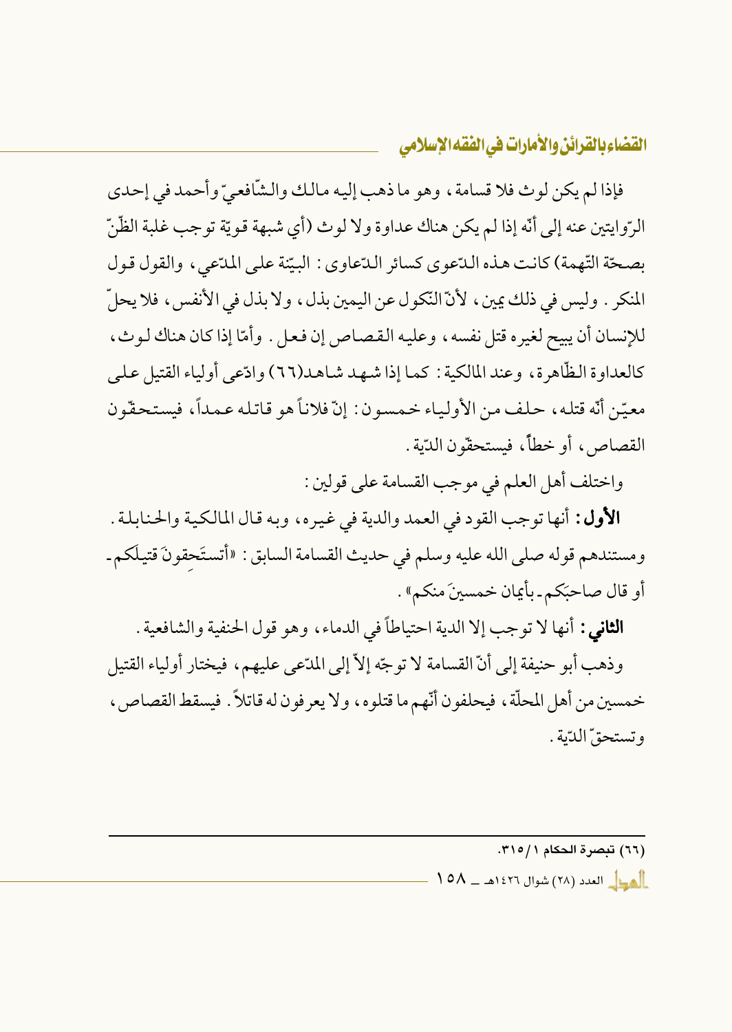فإذا لم يكن لوث فلا قسامة، وهو ما ذهب إليه مالك والشّافعيّ وأحمد في إحدى الرّوايتين عنه إلى أنّه إذا لم يكن هناك عداوة ولا لوث (أي شبهة قويّة توجب غلبة الظّنّ بصحّة التّهمة) كانت هذه الدّعوى كسائر الدّعاوى: البيّنة على المدّعي، والقول قول المنكر. وليس في ذلك يمين، لأنّ النّكول عن اليمين بذل، ولا بذل في الأنفس، فلا يحلّ للإنسان أن يبيح لغيره قتل نفسه، وعليه القصاص إن فعل. وأمّا إذا كان هناك لوث، كالعداوة الظّاهرة، وعند المالكية: كما إذا شهد شاهد(٦٦) وادّعى أولياء القتيل على معيّن أنّه قتله، حلف من الأولياء خمسون: إنّ فلاناً هو قاتله عمداً، فيستحقّون القصاص، أو خطأً، فيستحقّون الدّية.

واختلف أهل العلم في موجب القسامة على قولين:

**الأول:** أنها توجب القود في العمد والدية في غيره، وبه قال المالكية والحنابلة. ومستندهم قوله صلى الله عليه وسلم في حديث القسامة السابق: «أتستَحِقونَ قتيلَكم - أو قال صاحبَكم - بأيمان خمسينَ منكم».

**الثاني:** أنها لا توجب إلا الدية احتياطاً في الدماء، وهو قول الحنفية والشافعية.

وذهب أبو حنيفة إلى أنّ القسامة لا توجّه إلاّ إلى المدّعى عليهم، فيختار أولياء القتيل خمسين من أهل المحلّة، فيحلفون أنّهم ما قتلوه، ولا يعرفون له قاتلاً. فيسقط القصاص، وتستحقّ الدّية.

---

(٦٦) تبصرة الحكام ١/٣١٥.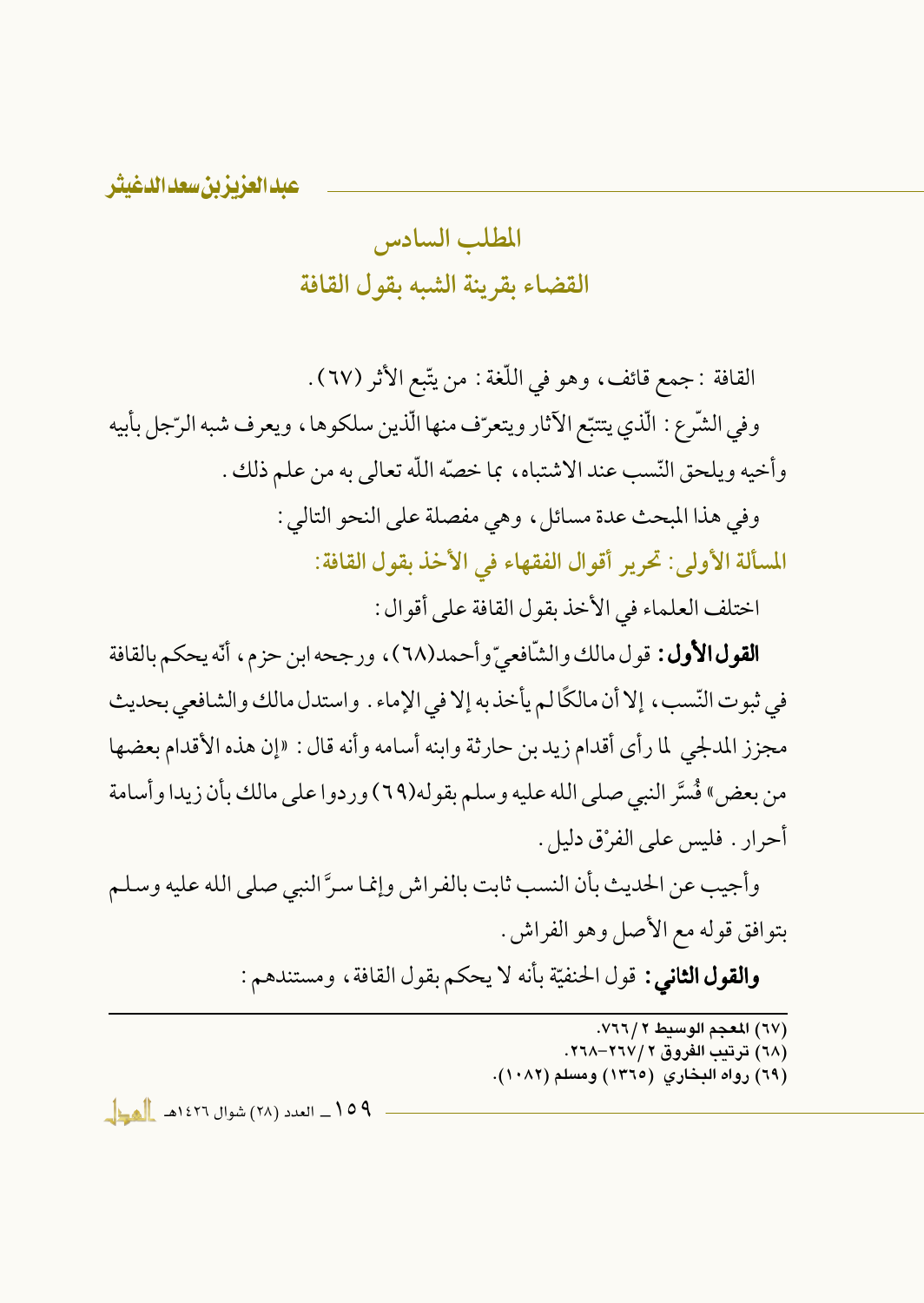## المطلب السادس

## القضاء بقرينة الشبه بقول القافة

القافة : جمع قائف، وهو في اللّغة : من يتّبع الأثر (٦٧) .

وفي الشّرع : الّذي يتتبّع الآثار ويتعرّف منها الّذين سلكوها، ويعرف شبه الرّجل بأبيه وأخيه ويلحق النّسب عند الاشتباه، بما خصّه اللّه تعالى به من علم ذلك .

وفي هذا المبحث عدة مسائل، وهي مفصلة على النحو التالي :

### المسألة الأولى: تحرير أقوال الفقهاء في الأخذ بقول القافة:

اختلف العلماء في الأخذ بقول القافة على أقوال :

**القول الأول:** قول مالك والشّافعيّ وأحمد(٦٨)، ورجحه ابن حزم، أنّه يحكم بالقافة في ثبوت النّسب، إلا أن مالكًا لم يأخذ به إلا في الإماء . واستدل مالك والشافعي بحديث مجزز المدلجي لما رأى أقدام زيد بن حارثة وابنه أسامه وأنه قال : «إن هذه الأقدام بعضها من بعض» فُسَّر النبي صلى الله عليه وسلم بقوله(٦٩) وردوا على مالك بأن زيدا وأسامة أحرار . فليس على الفرْق دليل .

وأجيب عن الحديث بأن النسب ثابت بالفراش وإنما سرَّ النبي صلى الله عليه وسلم بتوافق قوله مع الأصل وهو الفراش .

**والقول الثاني:** قول الحنفيّة بأنه لا يحكم بقول القافة، ومستندهم :

---

(٦٧) المعجم الوسيط ٢ /٧٦٦.

(٦٨) ترتيب الفروق ٢ /٢٦٧-٢٦٨.

(٦٩) رواه البخاري (١٣٦٥) ومسلم (١٠٨٢).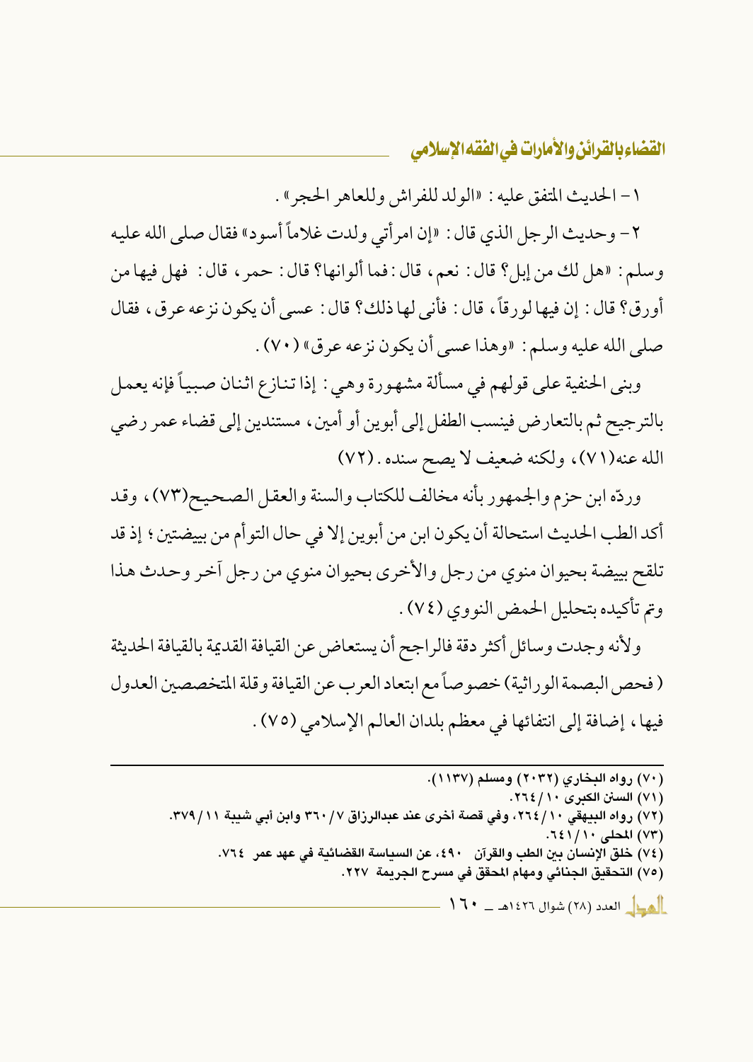١- الحديث المتفق عليه: «الولد للفراش وللعاهر الحجر».

٢- وحديث الرجل الذي قال: «إن امرأتي ولدت غلاماً أسود» فقال صلى الله عليه وسلم: «هل لك من إبل؟ قال: نعم، قال: فما ألوانها؟ قال: حمر، قال: فهل فيها من أورق؟ قال: إن فيها لورقاً، قال: فأنى لها ذلك؟ قال: عسى أن يكون نزعه عرق، فقال صلى الله عليه وسلم: «وهذا عسى أن يكون نزعه عرق» (٧٠).

وبنى الحنفية على قولهم في مسألة مشهورة وهي: إذا تنازع اثنان صبياً فإنه يعمل بالترجيح ثم بالتعارض فينسب الطفل إلى أبوين أو أمين، مستندين إلى قضاء عمر رضي الله عنه(٧١)، ولكنه ضعيف لا يصح سنده. (٧٢)

وردّه ابن حزم والجمهور بأنه مخالف للكتاب والسنة والعقل الصحيح(٧٣)، وقد أكد الطب الحديث استحالة أن يكون ابن من أبوين إلا في حال التوأم من بييضتين؛ إذ قد تلقح بييضة بحيوان منوي من رجل والأخرى بحيوان منوي من رجل آخر وحدث هذا وتم تأكيده بتحليل الحمض النووي (٧٤).

ولأنه وجدت وسائل أكثر دقة فالراجح أن يستعاض عن القيافة القديمة بالقيافة الحديثة (فحص البصمة الوراثية) خصوصاً مع ابتعاد العرب عن القيافة وقلة المتخصصين العدول فيها، إضافة إلى انتفائها في معظم بلدان العالم الإسلامي (٧٥).

---

(٧٠) رواه البخاري (٢٠٣٢) ومسلم (١١٣٧).

(٧١) السنن الكبرى ١٠/٢٦٤.

(٧٢) رواه البيهقي ١٠/٢٦٤، وفي قصة أخرى عند عبدالرزاق ٧/٣٦٠ وابن أبي شيبة ١١/٣٧٩.

(٧٣) المحلى ١٠/٦٤١.

(٧٤) خلق الإنسان بين الطب والقرآن ٤٩٠، عن السياسة القضائية في عهد عمر ٧٦٤.

(٧٥) التحقيق الجنائي ومهام المحقق في مسرح الجريمة ٢٢٧.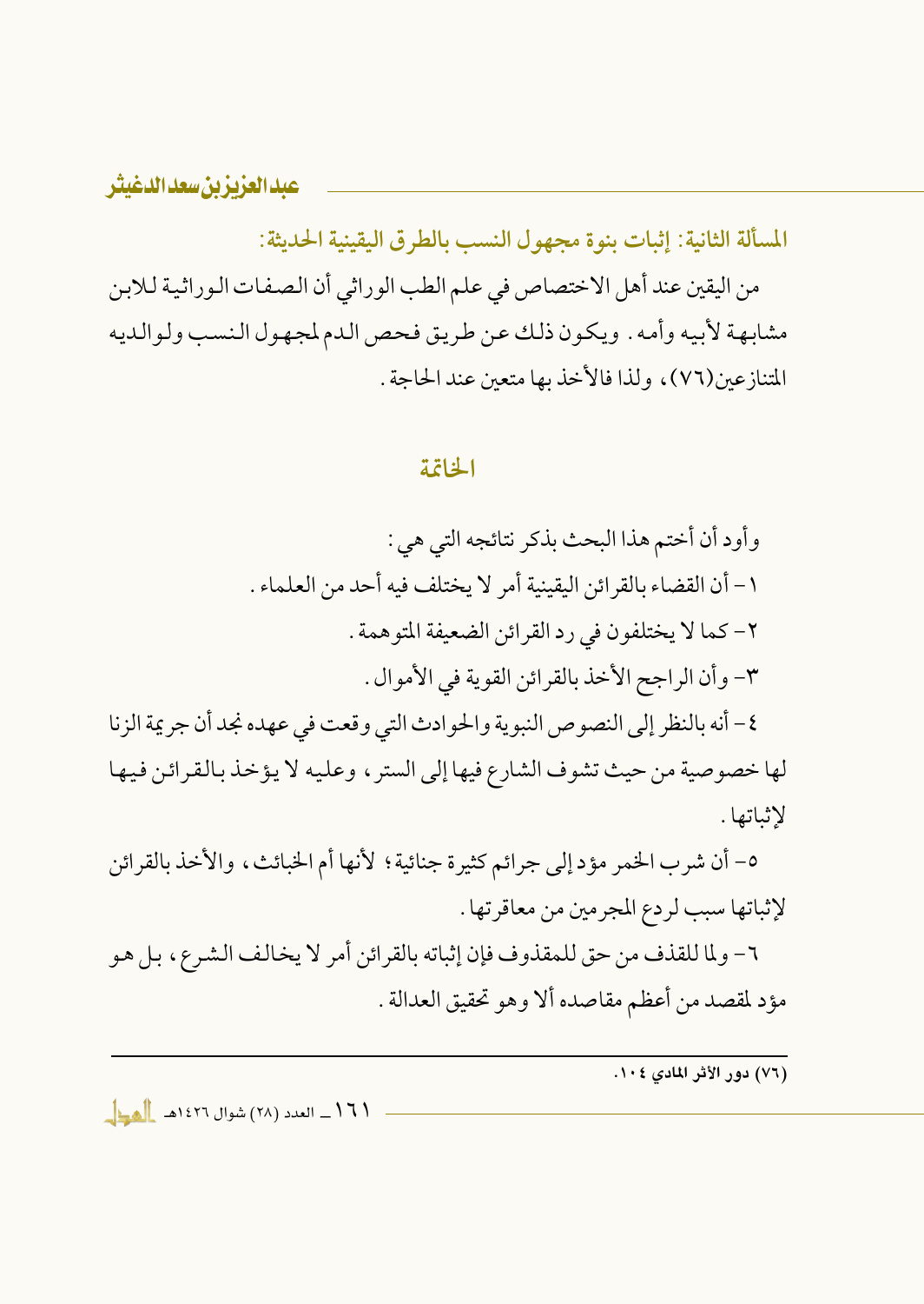### المسألة الثانية: إثبات بنوة مجهول النسب بالطرق اليقينية الحديثة:

من اليقين عند أهل الاختصاص في علم الطب الوراثي أن الصفات الوراثية للابن مشابهة لأبيه وأمه. ويكون ذلك عن طريق فحص الدم لمجهول النسب ولوالديه المتنازعين(٧٦)، ولذا فالأخذ بها متعين عند الحاجة.

## الخاتمة

وأود أن أختم هذا البحث بذكر نتائجه التي هي:

١- أن القضاء بالقرائن اليقينية أمر لا يختلف فيه أحد من العلماء.

٢- كما لا يختلفون في رد القرائن الضعيفة المتوهمة.

٣- وأن الراجح الأخذ بالقرائن القوية في الأموال.

٤- أنه بالنظر إلى النصوص النبوية والحوادث التي وقعت في عهده نجد أن جريمة الزنا لها خصوصية من حيث تشوف الشارع فيها إلى الستر، وعليه لا يؤخذ بالقرائن فيها لإثباتها.

٥- أن شرب الخمر مؤد إلى جرائم كثيرة جنائية؛ لأنها أم الخبائث، والأخذ بالقرائن لإثباتها سبب لردع المجرمين من معاقرتها.

٦- ولما للقذف من حق للمقذوف فإن إثباته بالقرائن أمر لا يخالف الشرع، بل هو مؤد لمقصد من أعظم مقاصده ألا وهو تحقيق العدالة.

---

(٧٦) دور الأثر المادي ١٠٤.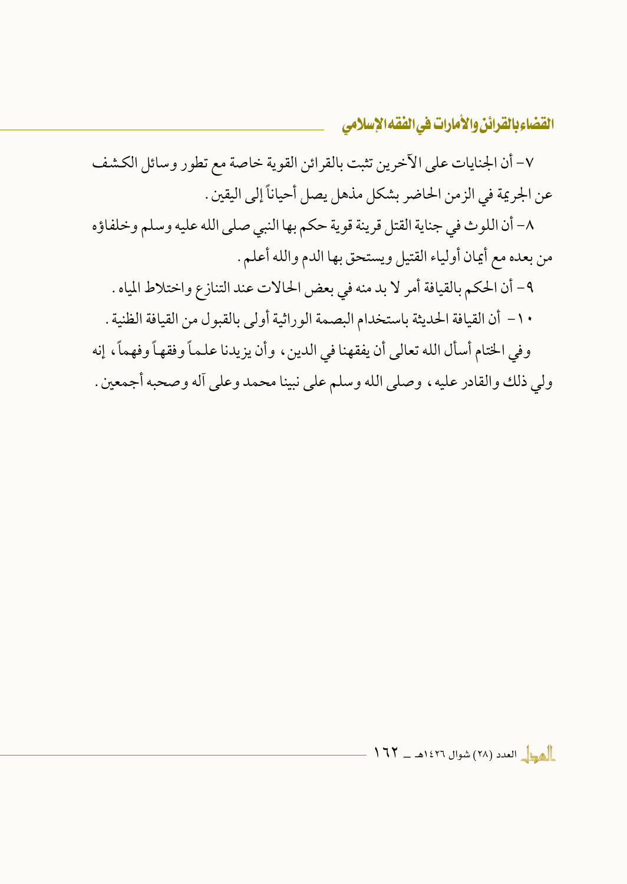٧- أن الجنايات على الآخرين تثبت بالقرائن القوية خاصة مع تطور وسائل الكشف عن الجريمة في الزمن الحاضر بشكل مذهل يصل أحياناً إلى اليقين.

٨- أن اللوث في جناية القتل قرينة قوية حكم بها النبي صلى الله عليه وسلم وخلفاؤه من بعده مع أيمان أولياء القتيل ويستحق بها الدم والله أعلم.

٩- أن الحكم بالقيافة أمر لا بد منه في بعض الحالات عند التنازع واختلاط المياه.

١٠- أن القيافة الحديثة باستخدام البصمة الوراثية أولى بالقبول من القيافة الظنية.

وفي الختام أسأل الله تعالى أن يفقهنا في الدين، وأن يزيدنا علماً وفقهاً وفهماً، إنه ولي ذلك والقادر عليه، وصلى الله وسلم على نبينا محمد وعلى آله وصحبه أجمعين.